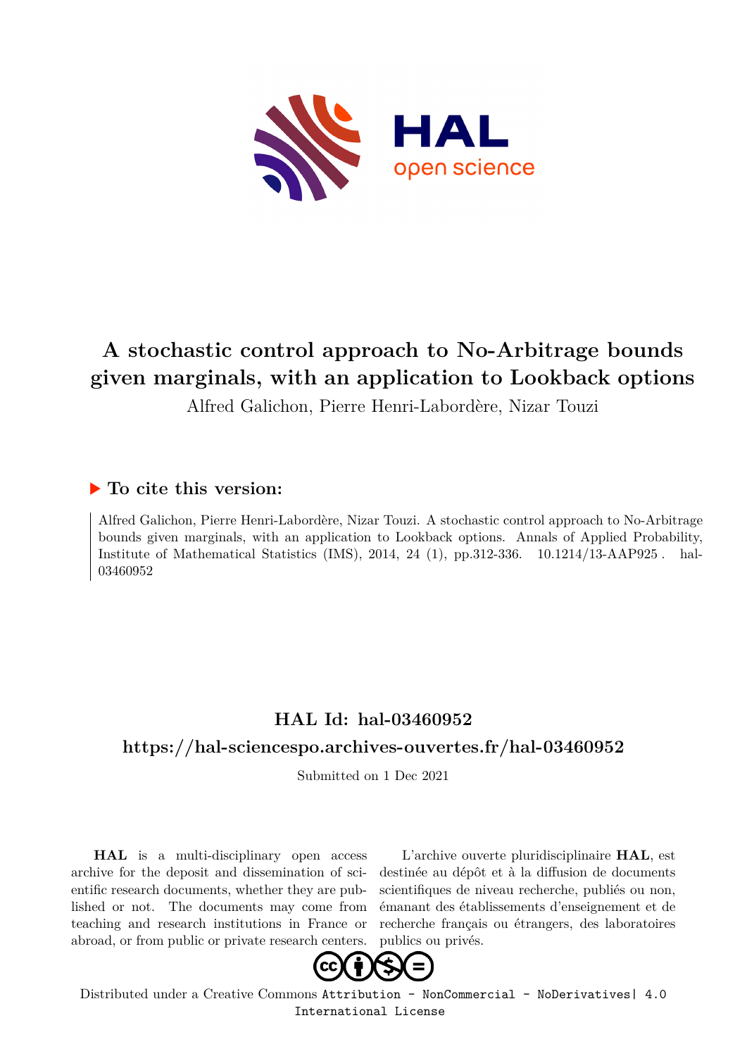# A stochastic control approach to No-Arbitrage bounds given marginals, with an application to Lookback options

Alfred Galichon, Pierre Henri-Labordère, Nizar Touzi

## ▶ To cite this version:

Alfred Galichon, Pierre Henri-Labordère, Nizar Touzi. A stochastic control approach to No-Arbitrage bounds given marginals, with an application to Lookback options. Annals of Applied Probability, Institute of Mathematical Statistics (IMS), 2014, 24 (1), pp.312-336. 10.1214/13-AAP925. hal-03460952

## HAL Id: hal-03460952

## https://hal-sciencespo.archives-ouvertes.fr/hal-03460952

Submitted on 1 Dec 2021

**HAL** is a multi-disciplinary open access archive for the deposit and dissemination of scientific research documents, whether they are published or not. The documents may come from teaching and research institutions in France or abroad, or from public or private research centers.

L'archive ouverte pluridisciplinaire **HAL**, est destinée au dépôt et à la diffusion de documents scientifiques de niveau recherche, publiés ou non, émanant des établissements d'enseignement et de recherche français ou étrangers, des laboratoires publics ou privés.

Distributed under a Creative Commons Attribution - NonCommercial - NoDerivatives| 4.0 International License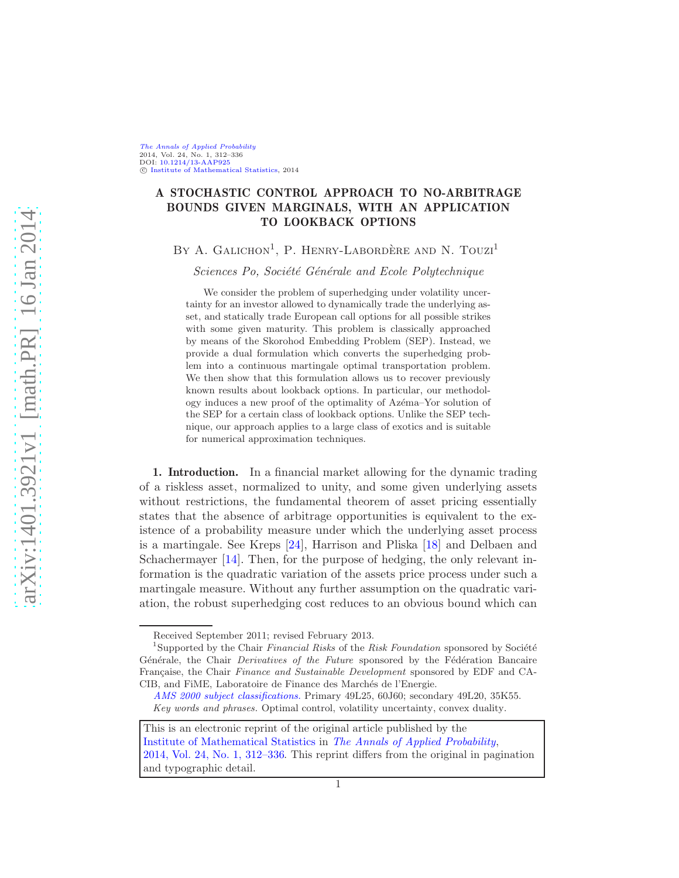# A STOCHASTIC CONTROL APPROACH TO NO-ARBITRAGE BOUNDS GIVEN MARGINALS, WITH AN APPLICATION TO LOOKBACK OPTIONS

By A. Galichon[1], P. Henry-Labordère and N. Touzi[1]

*Sciences Po, Société Générale and Ecole Polytechnique*

We consider the problem of superhedging under volatility uncertainty for an investor allowed to dynamically trade the underlying asset, and statically trade European call options for all possible strikes with some given maturity. This problem is classically approached by means of the Skorohod Embedding Problem (SEP). Instead, we provide a dual formulation which converts the superhedging problem into a continuous martingale optimal transportation problem. We then show that this formulation allows us to recover previously known results about lookback options. In particular, our methodology induces a new proof of the optimality of Azéma–Yor solution of the SEP for a certain class of lookback options. Unlike the SEP technique, our approach applies to a large class of exotics and is suitable for numerical approximation techniques.

**1. Introduction.** In a financial market allowing for the dynamic trading of a riskless asset, normalized to unity, and some given underlying assets without restrictions, the fundamental theorem of asset pricing essentially states that the absence of arbitrage opportunities is equivalent to the existence of a probability measure under which the underlying asset process is a martingale. See Kreps [24], Harrison and Pliska [18] and Delbaen and Schachermayer [14]. Then, for the purpose of hedging, the only relevant information is the quadratic variation of the assets price process under such a martingale measure. Without any further assumption on the quadratic variation, the robust superhedging cost reduces to an obvious bound which can

---

Received September 2011; revised February 2013.

[1]Supported by the Chair *Financial Risks* of the *Risk Foundation* sponsored by Société Générale, the Chair *Derivatives of the Future* sponsored by the Fédération Bancaire Française, the Chair *Finance and Sustainable Development* sponsored by EDF and CA-CIB, and FiME, Laboratoire de Finance des Marchés de l'Energie.

*AMS 2000 subject classifications.* Primary 49L25, 60J60; secondary 49L20, 35K55.

*Key words and phrases.* Optimal control, volatility uncertainty, convex duality.

This is an electronic reprint of the original article published by the Institute of Mathematical Statistics in *The Annals of Applied Probability*, 2014, Vol. 24, No. 1, 312–336. This reprint differs from the original in pagination and typographic detail.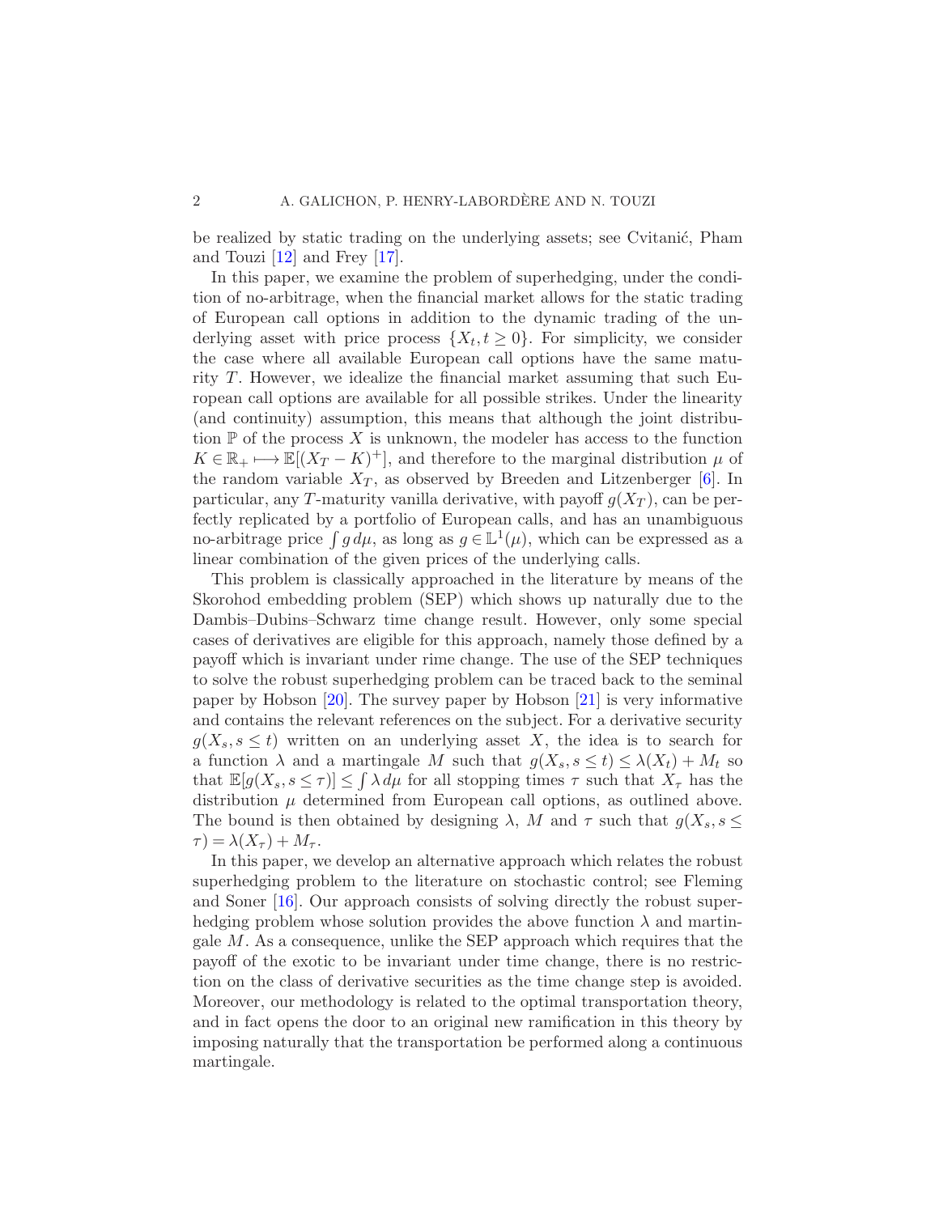be realized by static trading on the underlying assets; see Cvitanić, Pham and Touzi [12] and Frey [17].

In this paper, we examine the problem of superhedging, under the condition of no-arbitrage, when the financial market allows for the static trading of European call options in addition to the dynamic trading of the underlying asset with price process $\{X_t, t \geq 0\}$. For simplicity, we consider the case where all available European call options have the same maturity $T$. However, we idealize the financial market assuming that such European call options are available for all possible strikes. Under the linearity (and continuity) assumption, this means that although the joint distribution $\mathbb{P}$ of the process $X$ is unknown, the modeler has access to the function $K \in \mathbb{R}_+ \longmapsto \mathbb{E}[(X_T - K)^+]$, and therefore to the marginal distribution $\mu$ of the random variable $X_T$, as observed by Breeden and Litzenberger [6]. In particular, any $T$-maturity vanilla derivative, with payoff $g(X_T)$, can be perfectly replicated by a portfolio of European calls, and has an unambiguous no-arbitrage price $\int g\, d\mu$, as long as $g \in \mathbb{L}^1(\mu)$, which can be expressed as a linear combination of the given prices of the underlying calls.

This problem is classically approached in the literature by means of the Skorohod embedding problem (SEP) which shows up naturally due to the Dambis–Dubins–Schwarz time change result. However, only some special cases of derivatives are eligible for this approach, namely those defined by a payoff which is invariant under rime change. The use of the SEP techniques to solve the robust superhedging problem can be traced back to the seminal paper by Hobson [20]. The survey paper by Hobson [21] is very informative and contains the relevant references on the subject. For a derivative security $g(X_s, s \leq t)$ written on an underlying asset $X$, the idea is to search for a function $\lambda$ and a martingale $M$ such that $g(X_s, s \leq t) \leq \lambda(X_t) + M_t$ so that $\mathbb{E}[g(X_s, s \leq \tau)] \leq \int \lambda\, d\mu$ for all stopping times $\tau$ such that $X_\tau$ has the distribution $\mu$ determined from European call options, as outlined above. The bound is then obtained by designing $\lambda$, $M$ and $\tau$ such that $g(X_s, s \leq \tau) = \lambda(X_\tau) + M_\tau$.

In this paper, we develop an alternative approach which relates the robust superhedging problem to the literature on stochastic control; see Fleming and Soner [16]. Our approach consists of solving directly the robust superhedging problem whose solution provides the above function $\lambda$ and martingale $M$. As a consequence, unlike the SEP approach which requires that the payoff of the exotic to be invariant under time change, there is no restriction on the class of derivative securities as the time change step is avoided. Moreover, our methodology is related to the optimal transportation theory, and in fact opens the door to an original new ramification in this theory by imposing naturally that the transportation be performed along a continuous martingale.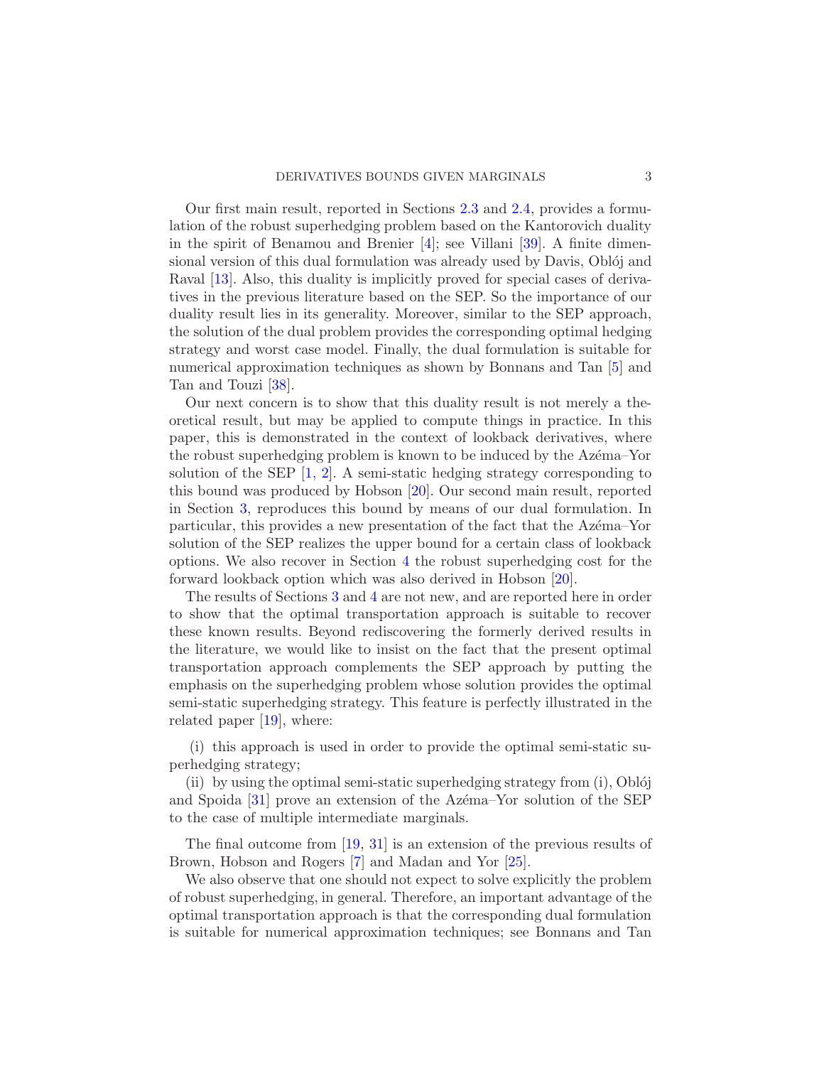Our first main result, reported in Sections 2.3 and 2.4, provides a formulation of the robust superhedging problem based on the Kantorovich duality in the spirit of Benamou and Brenier [4]; see Villani [39]. A finite dimensional version of this dual formulation was already used by Davis, Obłój and Raval [13]. Also, this duality is implicitly proved for special cases of derivatives in the previous literature based on the SEP. So the importance of our duality result lies in its generality. Moreover, similar to the SEP approach, the solution of the dual problem provides the corresponding optimal hedging strategy and worst case model. Finally, the dual formulation is suitable for numerical approximation techniques as shown by Bonnans and Tan [5] and Tan and Touzi [38].

Our next concern is to show that this duality result is not merely a theoretical result, but may be applied to compute things in practice. In this paper, this is demonstrated in the context of lookback derivatives, where the robust superhedging problem is known to be induced by the Azéma–Yor solution of the SEP [1, 2]. A semi-static hedging strategy corresponding to this bound was produced by Hobson [20]. Our second main result, reported in Section 3, reproduces this bound by means of our dual formulation. In particular, this provides a new presentation of the fact that the Azéma–Yor solution of the SEP realizes the upper bound for a certain class of lookback options. We also recover in Section 4 the robust superhedging cost for the forward lookback option which was also derived in Hobson [20].

The results of Sections 3 and 4 are not new, and are reported here in order to show that the optimal transportation approach is suitable to recover these known results. Beyond rediscovering the formerly derived results in the literature, we would like to insist on the fact that the present optimal transportation approach complements the SEP approach by putting the emphasis on the superhedging problem whose solution provides the optimal semi-static superhedging strategy. This feature is perfectly illustrated in the related paper [19], where:

(i) this approach is used in order to provide the optimal semi-static superhedging strategy;

(ii) by using the optimal semi-static superhedging strategy from (i), Obłój and Spoida [31] prove an extension of the Azéma–Yor solution of the SEP to the case of multiple intermediate marginals.

The final outcome from [19, 31] is an extension of the previous results of Brown, Hobson and Rogers [7] and Madan and Yor [25].

We also observe that one should not expect to solve explicitly the problem of robust superhedging, in general. Therefore, an important advantage of the optimal transportation approach is that the corresponding dual formulation is suitable for numerical approximation techniques; see Bonnans and Tan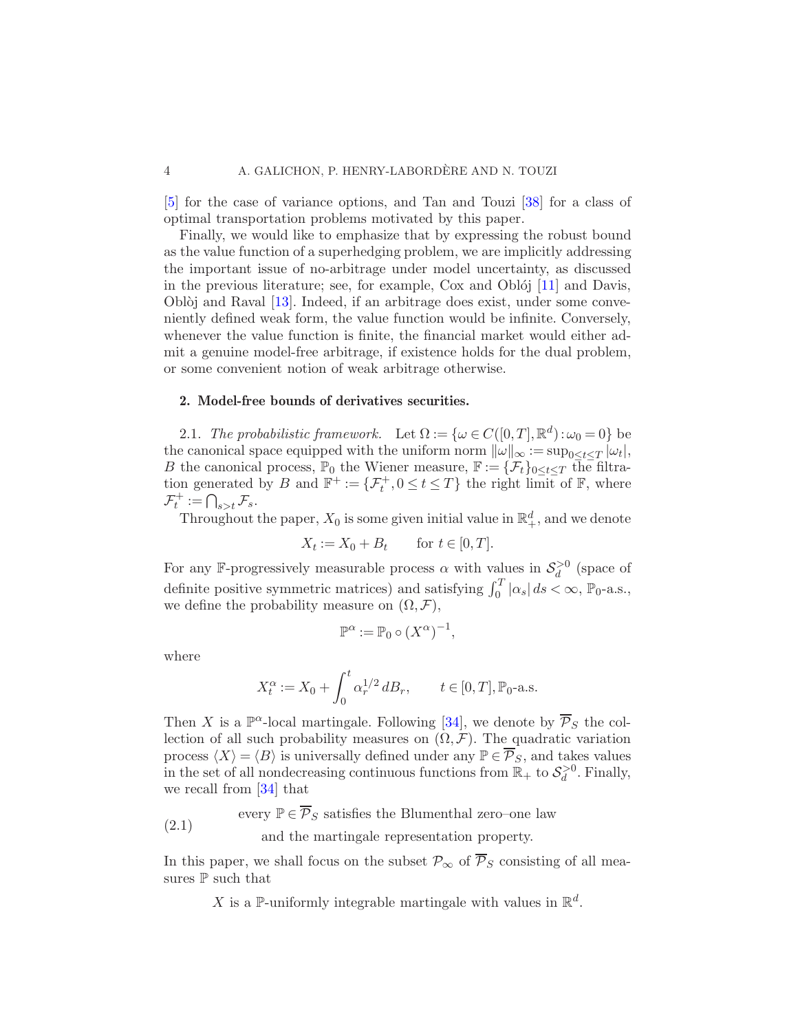[5] for the case of variance options, and Tan and Touzi [38] for a class of optimal transportation problems motivated by this paper.

Finally, we would like to emphasize that by expressing the robust bound as the value function of a superhedging problem, we are implicitly addressing the important issue of no-arbitrage under model uncertainty, as discussed in the previous literature; see, for example, Cox and Obłój [11] and Davis, Oblòj and Raval [13]. Indeed, if an arbitrage does exist, under some conveniently defined weak form, the value function would be infinite. Conversely, whenever the value function is finite, the financial market would either admit a genuine model-free arbitrage, if existence holds for the dual problem, or some convenient notion of weak arbitrage otherwise.

## 2. Model-free bounds of derivatives securities.

2.1. *The probabilistic framework.* Let $\Omega := \{\omega \in C([0,T], \mathbb{R}^d) : \omega_0 = 0\}$ be the canonical space equipped with the uniform norm $\|\omega\|_\infty := \sup_{0\le t\le T} |\omega_t|$, $B$ the canonical process, $\mathbb{P}_0$ the Wiener measure, $\mathbb{F} := \{\mathcal{F}_t\}_{0\le t\le T}$ the filtration generated by $B$ and $\mathbb{F}^+ := \{\mathcal{F}_t^+, 0 \le t \le T\}$ the right limit of $\mathbb{F}$, where $\mathcal{F}_t^+ := \bigcap_{s>t} \mathcal{F}_s$.

Throughout the paper, $X_0$ is some given initial value in $\mathbb{R}_+^d$, and we denote

$$X_t := X_0 + B_t \qquad \text{for } t \in [0,T].$$

For any $\mathbb{F}$-progressively measurable process $\alpha$ with values in $\mathcal{S}_d^{>0}$ (space of definite positive symmetric matrices) and satisfying $\int_0^T |\alpha_s|\, ds < \infty$, $\mathbb{P}_0$-a.s., we define the probability measure on $(\Omega, \mathcal{F})$,

$$\mathbb{P}^\alpha := \mathbb{P}_0 \circ (X^\alpha)^{-1},$$

where

$$X_t^\alpha := X_0 + \int_0^t \alpha_r^{1/2}\, dB_r, \qquad t \in [0,T], \mathbb{P}_0\text{-a.s.}$$

Then $X$ is a $\mathbb{P}^\alpha$-local martingale. Following [34], we denote by $\overline{\mathcal{P}}_S$ the collection of all such probability measures on $(\Omega, \mathcal{F})$. The quadratic variation process $\langle X\rangle = \langle B\rangle$ is universally defined under any $\mathbb{P} \in \overline{\mathcal{P}}_S$, and takes values in the set of all nondecreasing continuous functions from $\mathbb{R}_+$ to $\mathcal{S}_d^{>0}$. Finally, we recall from [34] that

$$\text{every } \mathbb{P} \in \overline{\mathcal{P}}_S \text{ satisfies the Blumenthal zero–one law and the martingale representation property.} \tag{2.1}$$

In this paper, we shall focus on the subset $\mathcal{P}_\infty$ of $\overline{\mathcal{P}}_S$ consisting of all measures $\mathbb{P}$ such that

$$X \text{ is a } \mathbb{P}\text{-uniformly integrable martingale with values in } \mathbb{R}^d.$$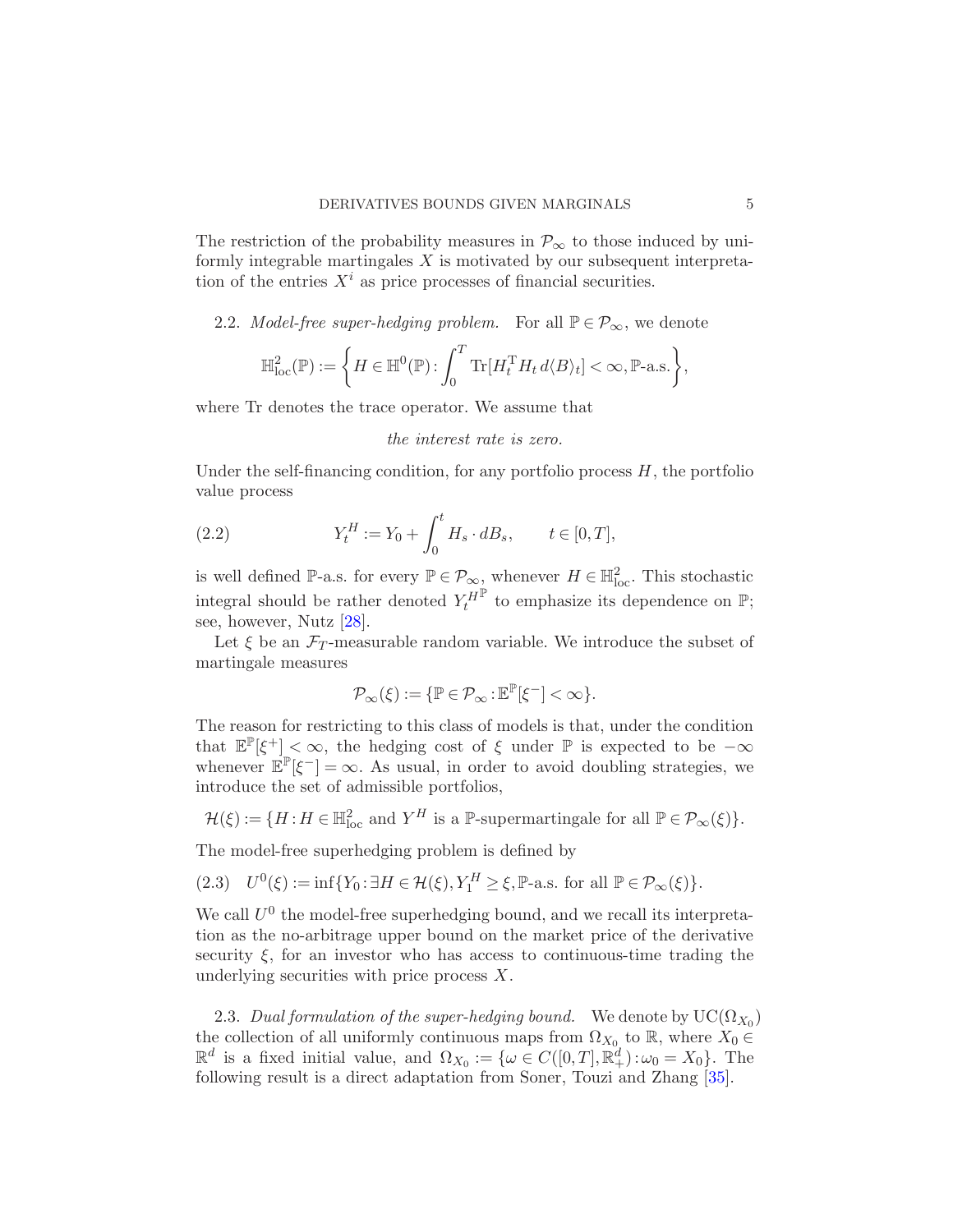The restriction of the probability measures in $\mathcal{P}_\infty$ to those induced by uniformly integrable martingales $X$ is motivated by our subsequent interpretation of the entries $X^i$ as price processes of financial securities.

2.2. *Model-free super-hedging problem.* For all $\mathbb{P} \in \mathcal{P}_\infty$, we denote

$$\mathbb{H}^2_{\text{loc}}(\mathbb{P}) := \left\{ H \in \mathbb{H}^0(\mathbb{P}) : \int_0^T \operatorname{Tr}[H_t^{\mathrm{T}} H_t \, d\langle B \rangle_t] < \infty, \mathbb{P}\text{-a.s.} \right\},$$

where Tr denotes the trace operator. We assume that

*the interest rate is zero.*

Under the self-financing condition, for any portfolio process $H$, the portfolio value process

$$Y_t^H := Y_0 + \int_0^t H_s \cdot dB_s, \qquad t \in [0, T], \tag{2.2}$$

is well defined $\mathbb{P}$-a.s. for every $\mathbb{P} \in \mathcal{P}_\infty$, whenever $H \in \mathbb{H}^2_{\text{loc}}$. This stochastic integral should be rather denoted $Y_t^{H^{\mathbb{P}}}$ to emphasize its dependence on $\mathbb{P}$; see, however, Nutz [28].

Let $\xi$ be an $\mathcal{F}_T$-measurable random variable. We introduce the subset of martingale measures

$$\mathcal{P}_\infty(\xi) := \{ \mathbb{P} \in \mathcal{P}_\infty : \mathbb{E}^{\mathbb{P}}[\xi^-] < \infty \}.$$

The reason for restricting to this class of models is that, under the condition that $\mathbb{E}^{\mathbb{P}}[\xi^+] < \infty$, the hedging cost of $\xi$ under $\mathbb{P}$ is expected to be $-\infty$ whenever $\mathbb{E}^{\mathbb{P}}[\xi^-] = \infty$. As usual, in order to avoid doubling strategies, we introduce the set of admissible portfolios,

$$\mathcal{H}(\xi) := \{ H : H \in \mathbb{H}^2_{\text{loc}} \text{ and } Y^H \text{ is a } \mathbb{P}\text{-supermartingale for all } \mathbb{P} \in \mathcal{P}_\infty(\xi) \}.$$

The model-free superhedging problem is defined by

$$U^0(\xi) := \inf \{ Y_0 : \exists H \in \mathcal{H}(\xi), Y_1^H \geq \xi, \mathbb{P}\text{-a.s. for all } \mathbb{P} \in \mathcal{P}_\infty(\xi) \}. \tag{2.3}$$

We call $U^0$ the model-free superhedging bound, and we recall its interpretation as the no-arbitrage upper bound on the market price of the derivative security $\xi$, for an investor who has access to continuous-time trading the underlying securities with price process $X$.

2.3. *Dual formulation of the super-hedging bound.* We denote by $\mathrm{UC}(\Omega_{X_0})$ the collection of all uniformly continuous maps from $\Omega_{X_0}$ to $\mathbb{R}$, where $X_0 \in \mathbb{R}^d$ is a fixed initial value, and $\Omega_{X_0} := \{ \omega \in C([0, T], \mathbb{R}^d_+) : \omega_0 = X_0 \}$. The following result is a direct adaptation from Soner, Touzi and Zhang [35].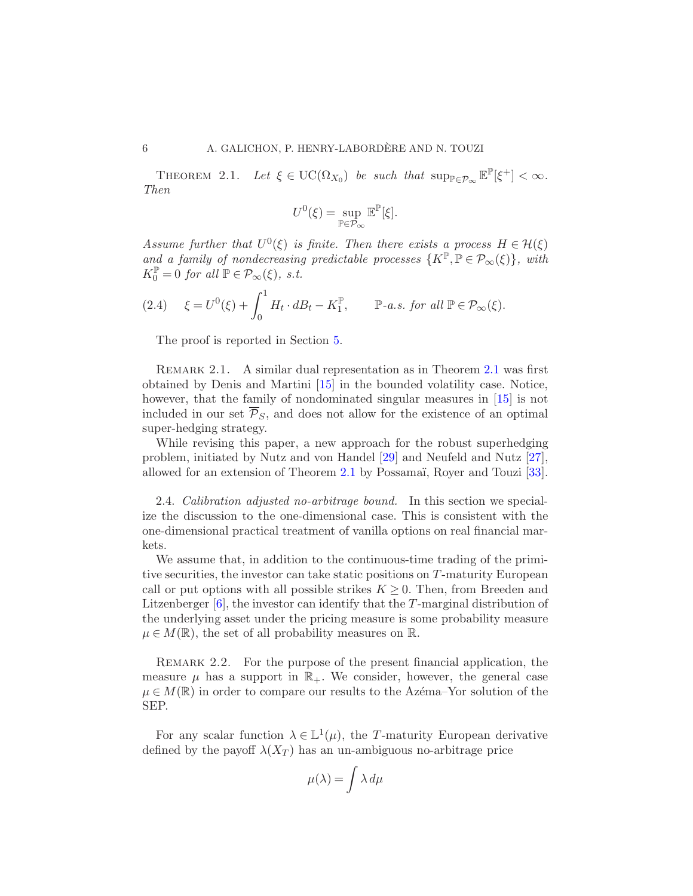THEOREM 2.1. *Let $\xi \in \mathrm{UC}(\Omega_{X_0})$ be such that $\sup_{\mathbb{P}\in\mathcal{P}_\infty} \mathbb{E}^{\mathbb{P}}[\xi^+] < \infty$. Then*

$$U^0(\xi) = \sup_{\mathbb{P}\in\mathcal{P}_\infty} \mathbb{E}^{\mathbb{P}}[\xi].$$

*Assume further that $U^0(\xi)$ is finite. Then there exists a process $H \in \mathcal{H}(\xi)$ and a family of nondecreasing predictable processes $\{K^{\mathbb{P}}, \mathbb{P} \in \mathcal{P}_\infty(\xi)\}$, with $K_0^{\mathbb{P}} = 0$ for all $\mathbb{P} \in \mathcal{P}_\infty(\xi)$, s.t.*

$$\xi = U^0(\xi) + \int_0^1 H_t \cdot dB_t - K_1^{\mathbb{P}}, \qquad \mathbb{P}\text{-a.s. for all } \mathbb{P} \in \mathcal{P}_\infty(\xi). \tag{2.4}$$

The proof is reported in Section 5.

REMARK 2.1. A similar dual representation as in Theorem 2.1 was first obtained by Denis and Martini [15] in the bounded volatility case. Notice, however, that the family of nondominated singular measures in [15] is not included in our set $\overline{\mathcal{P}}_S$, and does not allow for the existence of an optimal super-hedging strategy.

While revising this paper, a new approach for the robust superhedging problem, initiated by Nutz and von Handel [29] and Neufeld and Nutz [27], allowed for an extension of Theorem 2.1 by Possamaï, Royer and Touzi [33].

2.4. *Calibration adjusted no-arbitrage bound.* In this section we specialize the discussion to the one-dimensional case. This is consistent with the one-dimensional practical treatment of vanilla options on real financial markets.

We assume that, in addition to the continuous-time trading of the primitive securities, the investor can take static positions on $T$-maturity European call or put options with all possible strikes $K \geq 0$. Then, from Breeden and Litzenberger [6], the investor can identify that the $T$-marginal distribution of the underlying asset under the pricing measure is some probability measure $\mu \in M(\mathbb{R})$, the set of all probability measures on $\mathbb{R}$.

REMARK 2.2. For the purpose of the present financial application, the measure $\mu$ has a support in $\mathbb{R}_+$. We consider, however, the general case $\mu \in M(\mathbb{R})$ in order to compare our results to the Azéma–Yor solution of the SEP.

For any scalar function $\lambda \in \mathbb{L}^1(\mu)$, the $T$-maturity European derivative defined by the payoff $\lambda(X_T)$ has an un-ambiguous no-arbitrage price

$$\mu(\lambda) = \int \lambda \, d\mu$$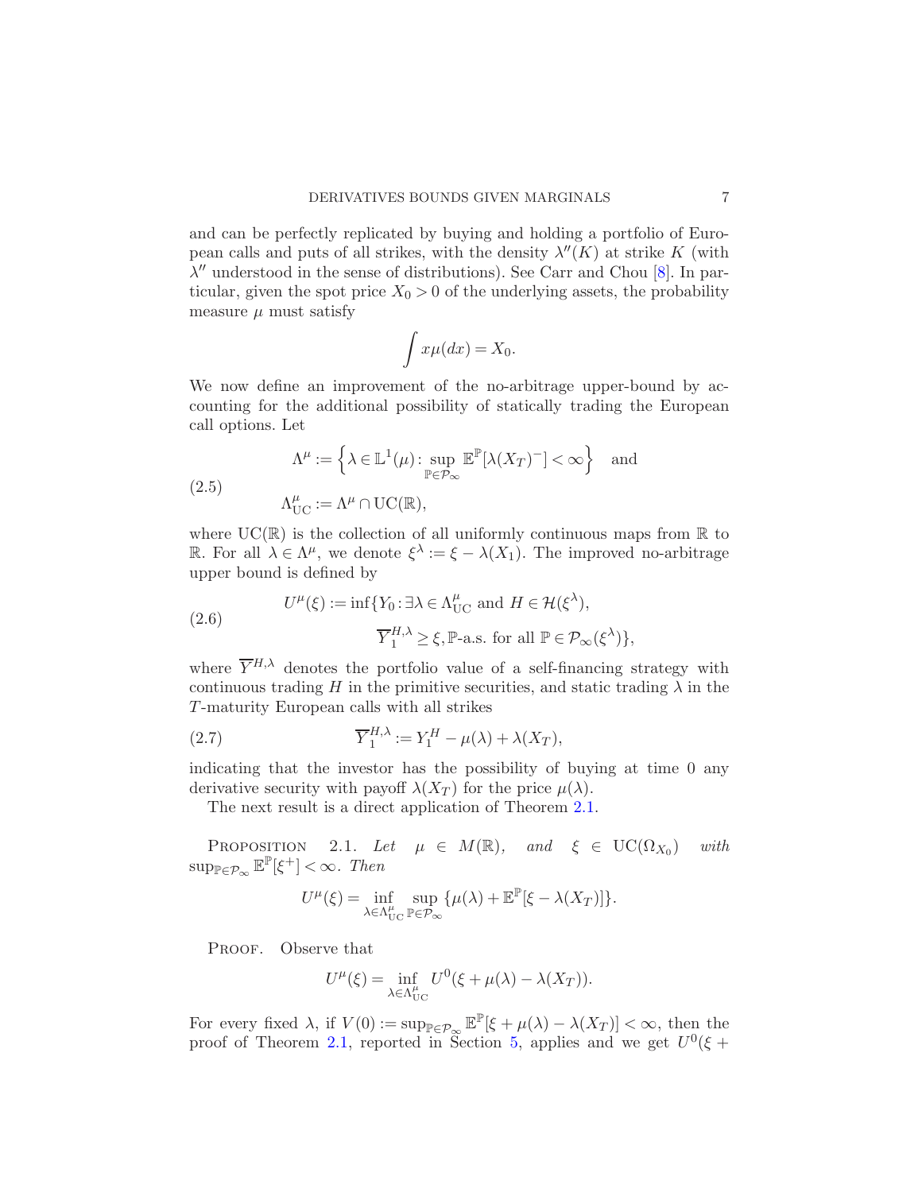and can be perfectly replicated by buying and holding a portfolio of European calls and puts of all strikes, with the density $\lambda''(K)$ at strike $K$ (with $\lambda''$ understood in the sense of distributions). See Carr and Chou [8]. In particular, given the spot price $X_0 > 0$ of the underlying assets, the probability measure $\mu$ must satisfy

$$\int x\mu(dx) = X_0.$$

We now define an improvement of the no-arbitrage upper-bound by accounting for the additional possibility of statically trading the European call options. Let

$$\Lambda^\mu := \Big\{\lambda \in \mathbb{L}^1(\mu) \colon \sup_{\mathbb{P}\in\mathcal{P}_\infty} \mathbb{E}^{\mathbb{P}}[\lambda(X_T)^-] < \infty\Big\} \quad \text{and} \tag{2.5}$$
$$\Lambda^\mu_{\mathrm{UC}} := \Lambda^\mu \cap \mathrm{UC}(\mathbb{R}),$$

where $\mathrm{UC}(\mathbb{R})$ is the collection of all uniformly continuous maps from $\mathbb{R}$ to $\mathbb{R}$. For all $\lambda \in \Lambda^\mu$, we denote $\xi^\lambda := \xi - \lambda(X_1)$. The improved no-arbitrage upper bound is defined by

$$U^\mu(\xi) := \inf\{Y_0 \colon \exists \lambda \in \Lambda^\mu_{\mathrm{UC}} \text{ and } H \in \mathcal{H}(\xi^\lambda), \tag{2.6}$$
$$\overline{Y}^{H,\lambda}_1 \geq \xi, \mathbb{P}\text{-a.s. for all } \mathbb{P} \in \mathcal{P}_\infty(\xi^\lambda)\},$$

where $\overline{Y}^{H,\lambda}$ denotes the portfolio value of a self-financing strategy with continuous trading $H$ in the primitive securities, and static trading $\lambda$ in the $T$-maturity European calls with all strikes

$$\overline{Y}^{H,\lambda}_1 := Y^H_1 - \mu(\lambda) + \lambda(X_T), \tag{2.7}$$

indicating that the investor has the possibility of buying at time 0 any derivative security with payoff $\lambda(X_T)$ for the price $\mu(\lambda)$.

The next result is a direct application of Theorem 2.1.

**Proposition 2.1.** *Let $\mu \in M(\mathbb{R})$, and $\xi \in \mathrm{UC}(\Omega_{X_0})$ with $\sup_{\mathbb{P}\in\mathcal{P}_\infty} \mathbb{E}^{\mathbb{P}}[\xi^+] < \infty$. Then*

$$U^\mu(\xi) = \inf_{\lambda\in\Lambda^\mu_{\mathrm{UC}}} \sup_{\mathbb{P}\in\mathcal{P}_\infty} \{\mu(\lambda) + \mathbb{E}^{\mathbb{P}}[\xi - \lambda(X_T)]\}.$$

Proof. Observe that

$$U^\mu(\xi) = \inf_{\lambda\in\Lambda^\mu_{\mathrm{UC}}} U^0(\xi + \mu(\lambda) - \lambda(X_T)).$$

For every fixed $\lambda$, if $V(0) := \sup_{\mathbb{P}\in\mathcal{P}_\infty} \mathbb{E}^{\mathbb{P}}[\xi + \mu(\lambda) - \lambda(X_T)] < \infty$, then the proof of Theorem 2.1, reported in Section 5, applies and we get $U^0(\xi +$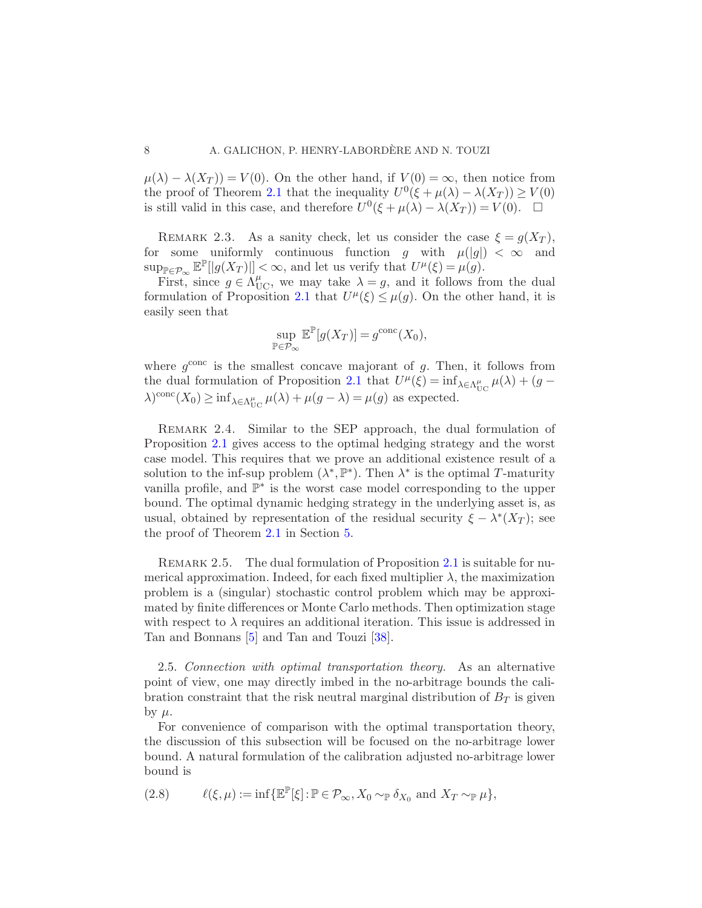$\mu(\lambda) - \lambda(X_T)) = V(0)$. On the other hand, if $V(0) = \infty$, then notice from the proof of Theorem 2.1 that the inequality $U^0(\xi + \mu(\lambda) - \lambda(X_T)) \geq V(0)$ is still valid in this case, and therefore $U^0(\xi + \mu(\lambda) - \lambda(X_T)) = V(0)$. $\square$

REMARK 2.3. As a sanity check, let us consider the case $\xi = g(X_T)$, for some uniformly continuous function $g$ with $\mu(|g|) < \infty$ and $\sup_{\mathbb{P}\in\mathcal{P}_\infty} \mathbb{E}^{\mathbb{P}}[|g(X_T)|] < \infty$, and let us verify that $U^\mu(\xi) = \mu(g)$.

First, since $g \in \Lambda^\mu_{\mathrm{UC}}$, we may take $\lambda = g$, and it follows from the dual formulation of Proposition 2.1 that $U^\mu(\xi) \leq \mu(g)$. On the other hand, it is easily seen that

$$\sup_{\mathbb{P}\in\mathcal{P}_\infty} \mathbb{E}^{\mathbb{P}}[g(X_T)] = g^{\mathrm{conc}}(X_0),$$

where $g^{\mathrm{conc}}$ is the smallest concave majorant of $g$. Then, it follows from the dual formulation of Proposition 2.1 that $U^\mu(\xi) = \inf_{\lambda\in\Lambda^\mu_{\mathrm{UC}}} \mu(\lambda) + (g - \lambda)^{\mathrm{conc}}(X_0) \geq \inf_{\lambda\in\Lambda^\mu_{\mathrm{UC}}} \mu(\lambda) + \mu(g - \lambda) = \mu(g)$ as expected.

REMARK 2.4. Similar to the SEP approach, the dual formulation of Proposition 2.1 gives access to the optimal hedging strategy and the worst case model. This requires that we prove an additional existence result of a solution to the inf-sup problem $(\lambda^*, \mathbb{P}^*)$. Then $\lambda^*$ is the optimal $T$-maturity vanilla profile, and $\mathbb{P}^*$ is the worst case model corresponding to the upper bound. The optimal dynamic hedging strategy in the underlying asset is, as usual, obtained by representation of the residual security $\xi - \lambda^*(X_T)$; see the proof of Theorem 2.1 in Section 5.

REMARK 2.5. The dual formulation of Proposition 2.1 is suitable for numerical approximation. Indeed, for each fixed multiplier $\lambda$, the maximization problem is a (singular) stochastic control problem which may be approximated by finite differences or Monte Carlo methods. Then optimization stage with respect to $\lambda$ requires an additional iteration. This issue is addressed in Tan and Bonnans [5] and Tan and Touzi [38].

2.5. *Connection with optimal transportation theory.* As an alternative point of view, one may directly imbed in the no-arbitrage bounds the calibration constraint that the risk neutral marginal distribution of $B_T$ is given by $\mu$.

For convenience of comparison with the optimal transportation theory, the discussion of this subsection will be focused on the no-arbitrage lower bound. A natural formulation of the calibration adjusted no-arbitrage lower bound is

$$\ell(\xi, \mu) := \inf\{\mathbb{E}^{\mathbb{P}}[\xi] : \mathbb{P} \in \mathcal{P}_\infty, X_0 \sim_{\mathbb{P}} \delta_{X_0} \text{ and } X_T \sim_{\mathbb{P}} \mu\}, \tag{2.8}$$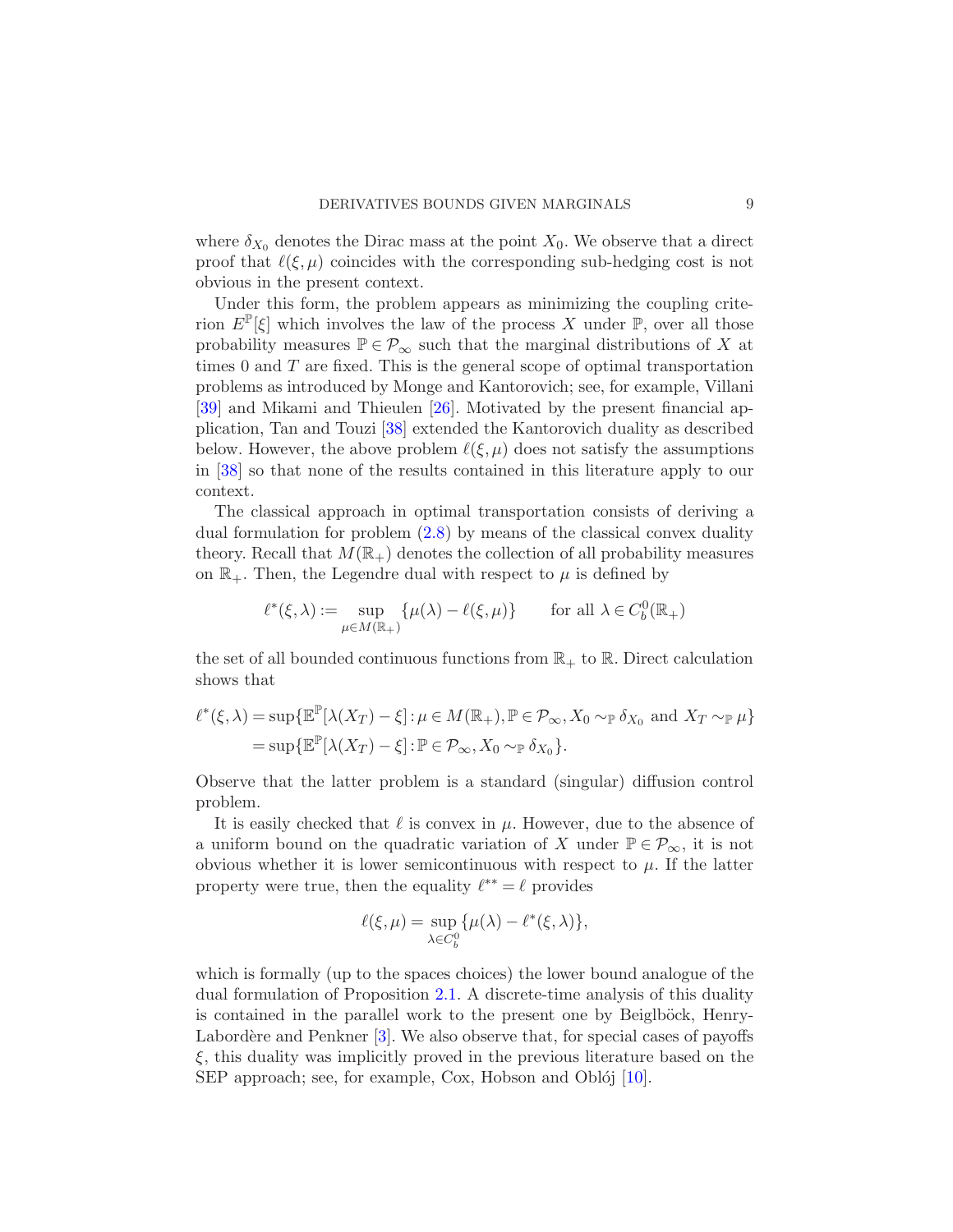where $\delta_{X_0}$ denotes the Dirac mass at the point $X_0$. We observe that a direct proof that $\ell(\xi,\mu)$ coincides with the corresponding sub-hedging cost is not obvious in the present context.

Under this form, the problem appears as minimizing the coupling criterion $E^{\mathbb{P}}[\xi]$ which involves the law of the process $X$ under $\mathbb{P}$, over all those probability measures $\mathbb{P} \in \mathcal{P}_\infty$ such that the marginal distributions of $X$ at times 0 and $T$ are fixed. This is the general scope of optimal transportation problems as introduced by Monge and Kantorovich; see, for example, Villani [39] and Mikami and Thieulen [26]. Motivated by the present financial application, Tan and Touzi [38] extended the Kantorovich duality as described below. However, the above problem $\ell(\xi,\mu)$ does not satisfy the assumptions in [38] so that none of the results contained in this literature apply to our context.

The classical approach in optimal transportation consists of deriving a dual formulation for problem (2.8) by means of the classical convex duality theory. Recall that $M(\mathbb{R}_+)$ denotes the collection of all probability measures on $\mathbb{R}_+$. Then, the Legendre dual with respect to $\mu$ is defined by

$$\ell^*(\xi,\lambda) := \sup_{\mu \in M(\mathbb{R}_+)} \{\mu(\lambda) - \ell(\xi,\mu)\} \qquad \text{for all } \lambda \in C_b^0(\mathbb{R}_+)$$

the set of all bounded continuous functions from $\mathbb{R}_+$ to $\mathbb{R}$. Direct calculation shows that

$$\begin{aligned}
\ell^*(\xi,\lambda) &= \sup\{\mathbb{E}^{\mathbb{P}}[\lambda(X_T) - \xi] : \mu \in M(\mathbb{R}_+), \mathbb{P} \in \mathcal{P}_\infty, X_0 \sim_{\mathbb{P}} \delta_{X_0} \text{ and } X_T \sim_{\mathbb{P}} \mu\} \\
&= \sup\{\mathbb{E}^{\mathbb{P}}[\lambda(X_T) - \xi] : \mathbb{P} \in \mathcal{P}_\infty, X_0 \sim_{\mathbb{P}} \delta_{X_0}\}.
\end{aligned}$$

Observe that the latter problem is a standard (singular) diffusion control problem.

It is easily checked that $\ell$ is convex in $\mu$. However, due to the absence of a uniform bound on the quadratic variation of $X$ under $\mathbb{P} \in \mathcal{P}_\infty$, it is not obvious whether it is lower semicontinuous with respect to $\mu$. If the latter property were true, then the equality $\ell^{**} = \ell$ provides

$$\ell(\xi,\mu) = \sup_{\lambda \in C_b^0} \{\mu(\lambda) - \ell^*(\xi,\lambda)\},$$

which is formally (up to the spaces choices) the lower bound analogue of the dual formulation of Proposition 2.1. A discrete-time analysis of this duality is contained in the parallel work to the present one by Beiglböck, Henry-Labordère and Penkner [3]. We also observe that, for special cases of payoffs $\xi$, this duality was implicitly proved in the previous literature based on the SEP approach; see, for example, Cox, Hobson and Obłój [10].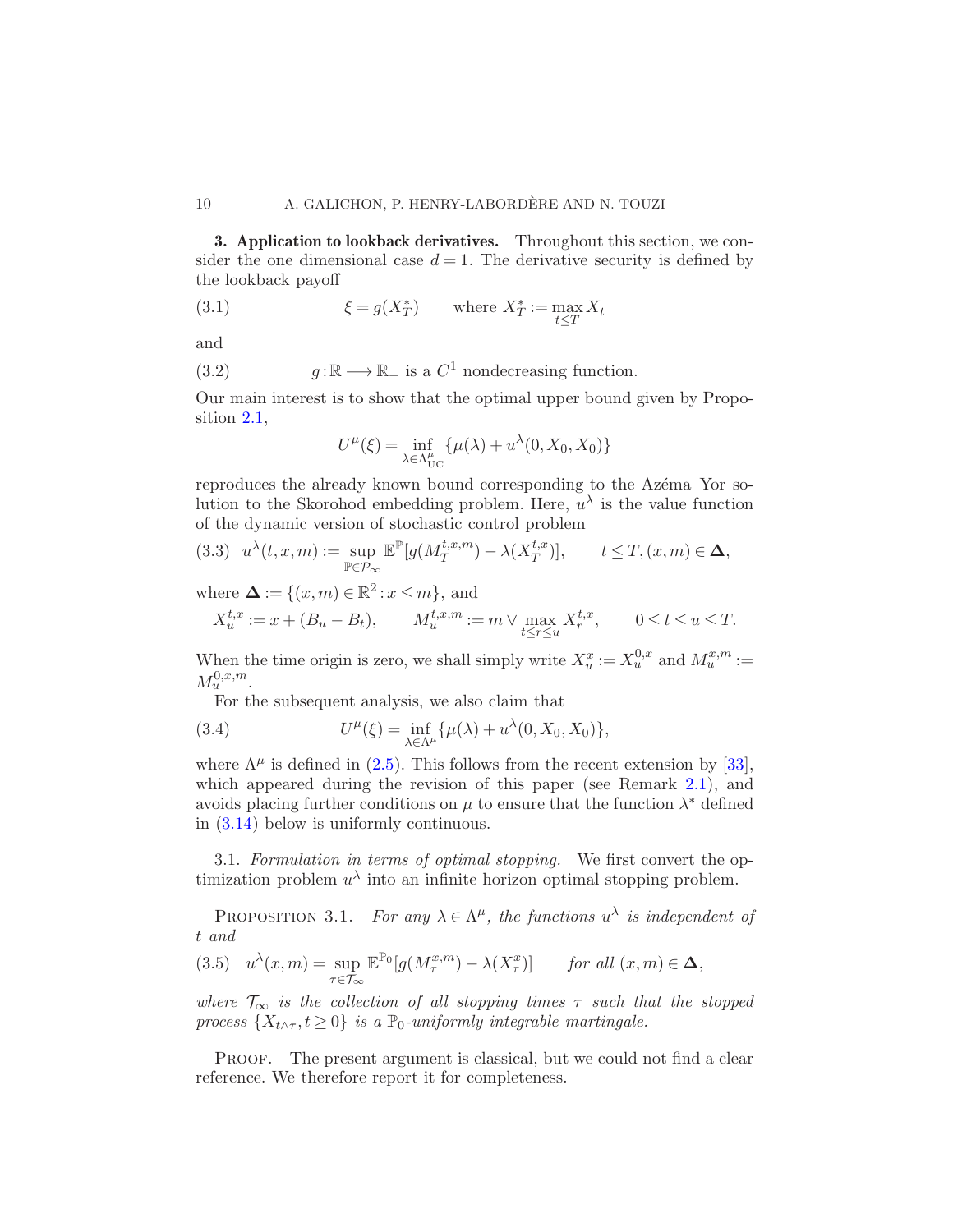## 3. Application to lookback derivatives.

Throughout this section, we consider the one dimensional case $d = 1$. The derivative security is defined by the lookback payoff

$$\xi = g(X_T^*) \qquad \text{where } X_T^* := \max_{t \le T} X_t \tag{3.1}$$

and

$$g : \mathbb{R} \longrightarrow \mathbb{R}_+ \text{ is a } C^1 \text{ nondecreasing function.} \tag{3.2}$$

Our main interest is to show that the optimal upper bound given by Proposition 2.1,

$$U^\mu(\xi) = \inf_{\lambda \in \Lambda^\mu_{\mathrm{UC}}} \{\mu(\lambda) + u^\lambda(0, X_0, X_0)\}$$

reproduces the already known bound corresponding to the Azéma–Yor solution to the Skorohod embedding problem. Here, $u^\lambda$ is the value function of the dynamic version of stochastic control problem

$$u^\lambda(t, x, m) := \sup_{\mathbb{P} \in \mathcal{P}_\infty} \mathbb{E}^{\mathbb{P}}[g(M_T^{t,x,m}) - \lambda(X_T^{t,x})], \qquad t \le T, (x, m) \in \mathbf{\Delta}, \tag{3.3}$$

where $\mathbf{\Delta} := \{(x, m) \in \mathbb{R}^2 : x \le m\}$, and

$$X_u^{t,x} := x + (B_u - B_t), \qquad M_u^{t,x,m} := m \vee \max_{t \le r \le u} X_r^{t,x}, \qquad 0 \le t \le u \le T.$$

When the time origin is zero, we shall simply write $X_u^x := X_u^{0,x}$ and $M_u^{x,m} := M_u^{0,x,m}$.

For the subsequent analysis, we also claim that

$$U^\mu(\xi) = \inf_{\lambda \in \Lambda^\mu} \{\mu(\lambda) + u^\lambda(0, X_0, X_0)\}, \tag{3.4}$$

where $\Lambda^\mu$ is defined in (2.5). This follows from the recent extension by [33], which appeared during the revision of this paper (see Remark 2.1), and avoids placing further conditions on $\mu$ to ensure that the function $\lambda^*$ defined in (3.14) below is uniformly continuous.

### 3.1. *Formulation in terms of optimal stopping.*

We first convert the optimization problem $u^\lambda$ into an infinite horizon optimal stopping problem.

PROPOSITION 3.1. *For any $\lambda \in \Lambda^\mu$, the functions $u^\lambda$ is independent of $t$ and*

$$u^\lambda(x, m) = \sup_{\tau \in \mathcal{T}_\infty} \mathbb{E}^{\mathbb{P}_0}[g(M_\tau^{x,m}) - \lambda(X_\tau^x)] \qquad \textit{for all } (x, m) \in \mathbf{\Delta}, \tag{3.5}$$

*where $\mathcal{T}_\infty$ is the collection of all stopping times $\tau$ such that the stopped process $\{X_{t \wedge \tau}, t \ge 0\}$ is a $\mathbb{P}_0$-uniformly integrable martingale.*

PROOF. The present argument is classical, but we could not find a clear reference. We therefore report it for completeness.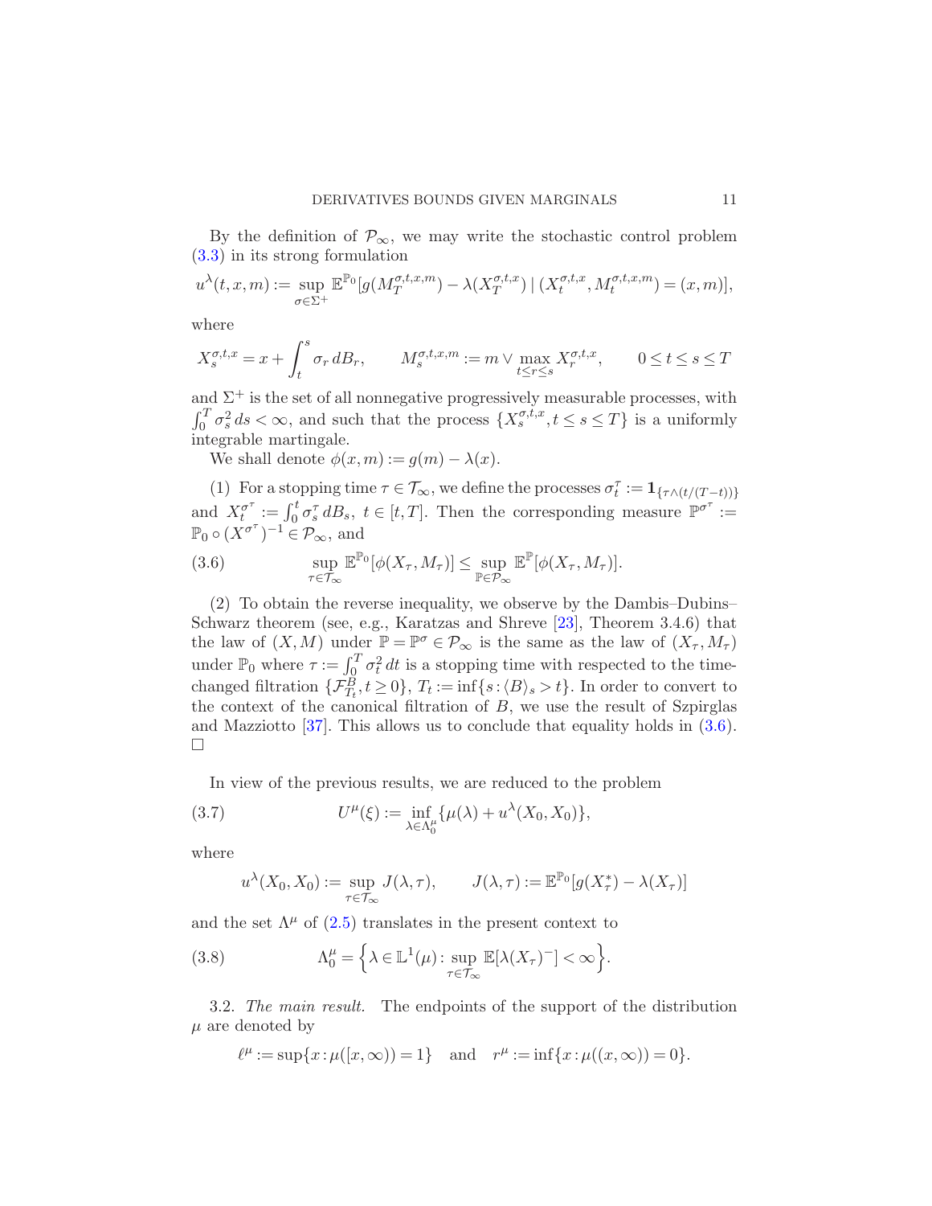By the definition of $\mathcal{P}_\infty$, we may write the stochastic control problem (3.3) in its strong formulation

$$u^\lambda(t,x,m) := \sup_{\sigma \in \Sigma^+} \mathbb{E}^{\mathbb{P}_0}[g(M_T^{\sigma,t,x,m}) - \lambda(X_T^{\sigma,t,x}) \mid (X_t^{\sigma,t,x}, M_t^{\sigma,t,x,m}) = (x,m)],$$

where

$$X_s^{\sigma,t,x} = x + \int_t^s \sigma_r \, dB_r, \qquad M_s^{\sigma,t,x,m} := m \vee \max_{t \le r \le s} X_r^{\sigma,t,x}, \qquad 0 \le t \le s \le T$$

and $\Sigma^+$ is the set of all nonnegative progressively measurable processes, with $\int_0^T \sigma_s^2 \, ds < \infty$, and such that the process $\{X_s^{\sigma,t,x}, t \le s \le T\}$ is a uniformly integrable martingale.

We shall denote $\phi(x,m) := g(m) - \lambda(x)$.

(1) For a stopping time $\tau \in \mathcal{T}_\infty$, we define the processes $\sigma_t^\tau := \mathbf{1}_{\{\tau \wedge (t/(T-t))\}}$ and $X_t^{\sigma^\tau} := \int_0^t \sigma_s^\tau \, dB_s$, $t \in [t,T]$. Then the corresponding measure $\mathbb{P}^{\sigma^\tau} := \mathbb{P}_0 \circ (X^{\sigma^\tau})^{-1} \in \mathcal{P}_\infty$, and

$$\sup_{\tau \in \mathcal{T}_\infty} \mathbb{E}^{\mathbb{P}_0}[\phi(X_\tau, M_\tau)] \le \sup_{\mathbb{P} \in \mathcal{P}_\infty} \mathbb{E}^{\mathbb{P}}[\phi(X_\tau, M_\tau)]. \tag{3.6}$$

(2) To obtain the reverse inequality, we observe by the Dambis–Dubins–Schwarz theorem (see, e.g., Karatzas and Shreve [23], Theorem 3.4.6) that the law of $(X, M)$ under $\mathbb{P} = \mathbb{P}^\sigma \in \mathcal{P}_\infty$ is the same as the law of $(X_\tau, M_\tau)$ under $\mathbb{P}_0$ where $\tau := \int_0^T \sigma_t^2 \, dt$ is a stopping time with respected to the time-changed filtration $\{\mathcal{F}_{T_t}^B, t \ge 0\}$, $T_t := \inf\{s : \langle B \rangle_s > t\}$. In order to convert to the context of the canonical filtration of $B$, we use the result of Szpirglas and Mazziotto [37]. This allows us to conclude that equality holds in (3.6). $\square$

In view of the previous results, we are reduced to the problem

$$U^\mu(\xi) := \inf_{\lambda \in \Lambda_0^\mu} \{\mu(\lambda) + u^\lambda(X_0, X_0)\}, \tag{3.7}$$

where

$$u^\lambda(X_0, X_0) := \sup_{\tau \in \mathcal{T}_\infty} J(\lambda, \tau), \qquad J(\lambda, \tau) := \mathbb{E}^{\mathbb{P}_0}[g(X_\tau^*) - \lambda(X_\tau)]$$

and the set $\Lambda^\mu$ of (2.5) translates in the present context to

$$\Lambda_0^\mu = \Big\{ \lambda \in \mathbb{L}^1(\mu) : \sup_{\tau \in \mathcal{T}_\infty} \mathbb{E}[\lambda(X_\tau)^-] < \infty \Big\}. \tag{3.8}$$

3.2. *The main result.* The endpoints of the support of the distribution $\mu$ are denoted by

$$\ell^\mu := \sup\{x : \mu([x, \infty)) = 1\} \quad \text{and} \quad r^\mu := \inf\{x : \mu((x, \infty)) = 0\}.$$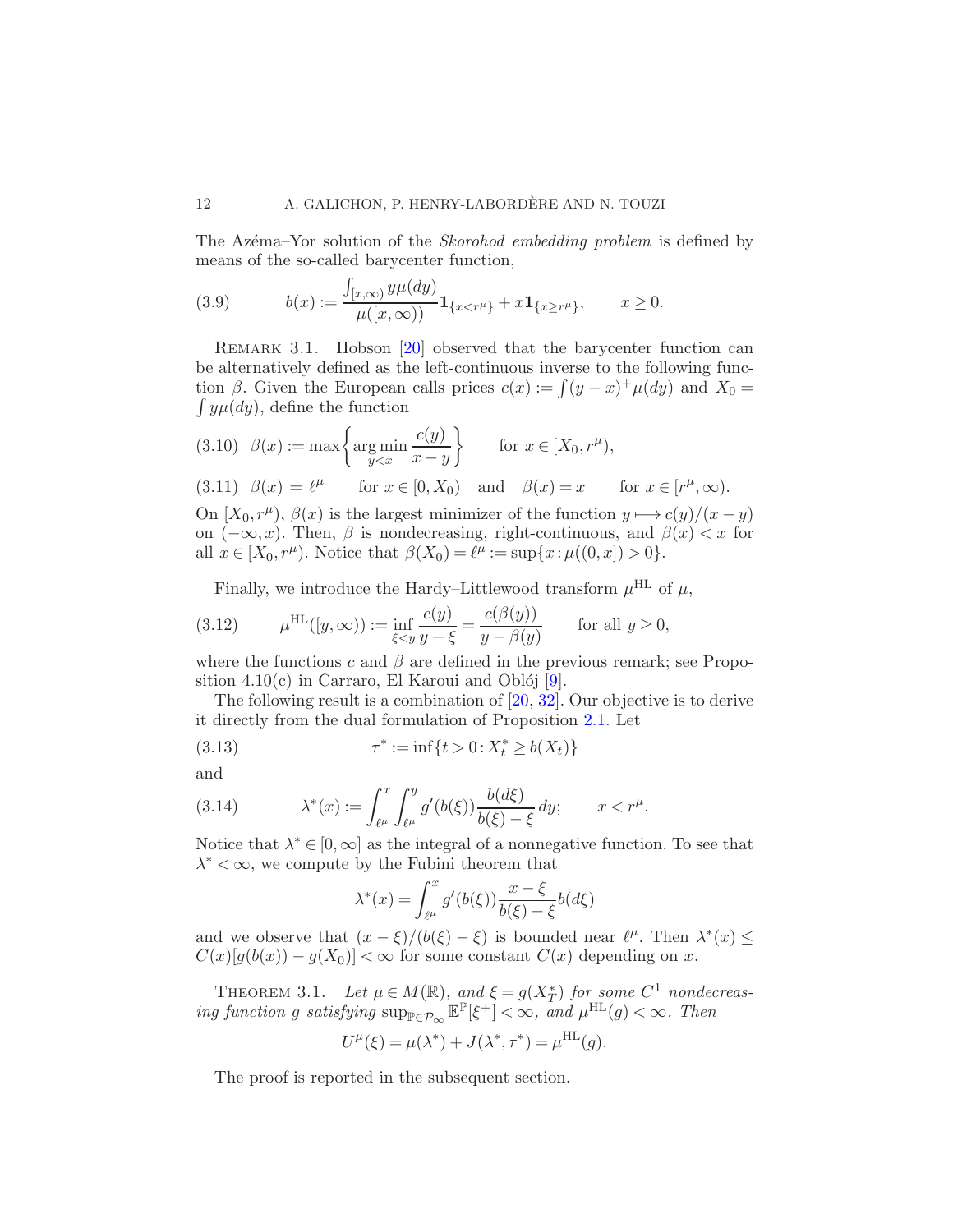The Azéma–Yor solution of the *Skorohod embedding problem* is defined by means of the so-called barycenter function,

$$
b(x) := \frac{\int_{[x,\infty)} y\mu(dy)}{\mu([x,\infty))} \mathbf{1}_{\{x<r^\mu\}} + x\mathbf{1}_{\{x\geq r^\mu\}}, \qquad x \geq 0. \tag{3.9}
$$

REMARK 3.1. Hobson [20] observed that the barycenter function can be alternatively defined as the left-continuous inverse to the following function $\beta$. Given the European calls prices $c(x) := \int (y-x)^+ \mu(dy)$ and $X_0 = \int y\mu(dy)$, define the function

$$
\beta(x) := \max\left\{ \arg\min_{y<x} \frac{c(y)}{x-y} \right\} \qquad \text{for } x \in [X_0, r^\mu), \tag{3.10}
$$

$$
\beta(x) = \ell^\mu \qquad \text{for } x \in [0, X_0) \quad \text{and} \quad \beta(x) = x \qquad \text{for } x \in [r^\mu, \infty). \tag{3.11}
$$

On $[X_0, r^\mu)$, $\beta(x)$ is the largest minimizer of the function $y \longmapsto c(y)/(x-y)$ on $(-\infty, x)$. Then, $\beta$ is nondecreasing, right-continuous, and $\beta(x) < x$ for all $x \in [X_0, r^\mu)$. Notice that $\beta(X_0) = \ell^\mu := \sup\{x : \mu((0,x]) > 0\}$.

Finally, we introduce the Hardy–Littlewood transform $\mu^{\mathrm{HL}}$ of $\mu$,

$$
\mu^{\mathrm{HL}}([y,\infty)) := \inf_{\xi<y} \frac{c(y)}{y-\xi} = \frac{c(\beta(y))}{y-\beta(y)} \qquad \text{for all } y \geq 0, \tag{3.12}
$$

where the functions $c$ and $\beta$ are defined in the previous remark; see Proposition 4.10(c) in Carraro, El Karoui and Obłój [9].

The following result is a combination of [20, 32]. Our objective is to derive it directly from the dual formulation of Proposition 2.1. Let

$$
\tau^* := \inf\{t > 0 : X_t^* \geq b(X_t)\} \tag{3.13}
$$

and

$$
\lambda^*(x) := \int_{\ell^\mu}^x \int_{\ell^\mu}^y g'(b(\xi)) \frac{b(d\xi)}{b(\xi)-\xi}\, dy; \qquad x < r^\mu. \tag{3.14}
$$

Notice that $\lambda^* \in [0,\infty]$ as the integral of a nonnegative function. To see that $\lambda^* < \infty$, we compute by the Fubini theorem that

$$
\lambda^*(x) = \int_{\ell^\mu}^x g'(b(\xi)) \frac{x-\xi}{b(\xi)-\xi} b(d\xi)
$$

and we observe that $(x-\xi)/(b(\xi)-\xi)$ is bounded near $\ell^\mu$. Then $\lambda^*(x) \leq C(x)[g(b(x)) - g(X_0)] < \infty$ for some constant $C(x)$ depending on $x$.

THEOREM 3.1. *Let $\mu \in M(\mathbb{R})$, and $\xi = g(X_T^*)$ for some $C^1$ nondecreasing function $g$ satisfying $\sup_{\mathbb{P}\in\mathcal{P}_\infty} \mathbb{E}^{\mathbb{P}}[\xi^+] < \infty$, and $\mu^{\mathrm{HL}}(g) < \infty$. Then*

$$
U^\mu(\xi) = \mu(\lambda^*) + J(\lambda^*, \tau^*) = \mu^{\mathrm{HL}}(g).
$$

The proof is reported in the subsequent section.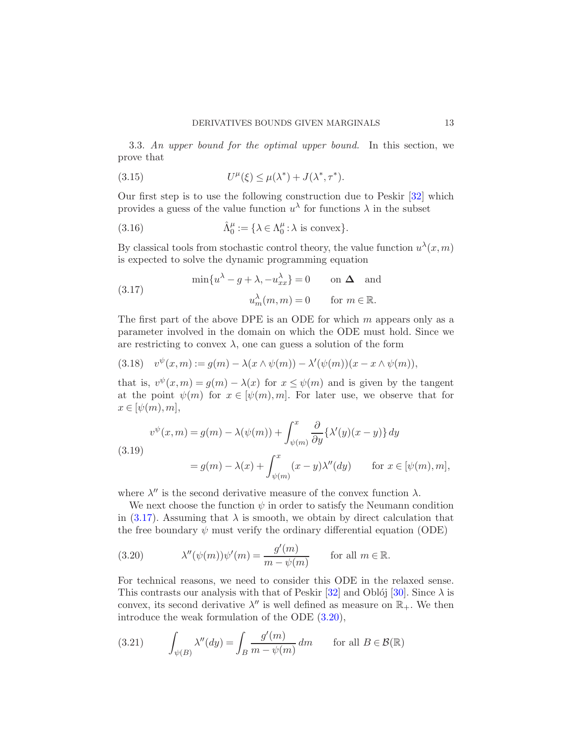3.3. *An upper bound for the optimal upper bound.* In this section, we prove that

$$U^\mu(\xi) \leq \mu(\lambda^*) + J(\lambda^*, \tau^*). \tag{3.15}$$

Our first step is to use the following construction due to Peskir [32] which provides a guess of the value function $u^\lambda$ for functions $\lambda$ in the subset

$$\hat{\Lambda}_0^\mu := \{\lambda \in \Lambda_0^\mu : \lambda \text{ is convex}\}. \tag{3.16}$$

By classical tools from stochastic control theory, the value function $u^\lambda(x,m)$ is expected to solve the dynamic programming equation

$$\begin{aligned} &\min\{u^\lambda - g + \lambda, -u^\lambda_{xx}\} = 0 \qquad \text{on } \mathbf{\Delta} \quad \text{and} \\ &u^\lambda_m(m,m) = 0 \qquad \text{for } m \in \mathbb{R}. \end{aligned} \tag{3.17}$$

The first part of the above DPE is an ODE for which $m$ appears only as a parameter involved in the domain on which the ODE must hold. Since we are restricting to convex $\lambda$, one can guess a solution of the form

$$v^\psi(x,m) := g(m) - \lambda(x \wedge \psi(m)) - \lambda'(\psi(m))(x - x \wedge \psi(m)), \tag{3.18}$$

that is, $v^\psi(x,m) = g(m) - \lambda(x)$ for $x \leq \psi(m)$ and is given by the tangent at the point $\psi(m)$ for $x \in [\psi(m), m]$. For later use, we observe that for $x \in [\psi(m), m]$,

$$\begin{aligned} v^\psi(x,m) &= g(m) - \lambda(\psi(m)) + \int_{\psi(m)}^x \frac{\partial}{\partial y}\{\lambda'(y)(x-y)\}\,dy \\ &= g(m) - \lambda(x) + \int_{\psi(m)}^x (x-y)\lambda''(dy) \qquad \text{for } x \in [\psi(m), m], \end{aligned} \tag{3.19}$$

where $\lambda''$ is the second derivative measure of the convex function $\lambda$.

We next choose the function $\psi$ in order to satisfy the Neumann condition in (3.17). Assuming that $\lambda$ is smooth, we obtain by direct calculation that the free boundary $\psi$ must verify the ordinary differential equation (ODE)

$$\lambda''(\psi(m))\psi'(m) = \frac{g'(m)}{m - \psi(m)} \qquad \text{for all } m \in \mathbb{R}. \tag{3.20}$$

For technical reasons, we need to consider this ODE in the relaxed sense. This contrasts our analysis with that of Peskir [32] and Obłój [30]. Since $\lambda$ is convex, its second derivative $\lambda''$ is well defined as measure on $\mathbb{R}_+$. We then introduce the weak formulation of the ODE (3.20),

$$\int_{\psi(B)} \lambda''(dy) = \int_B \frac{g'(m)}{m - \psi(m)}\,dm \qquad \text{for all } B \in \mathcal{B}(\mathbb{R}) \tag{3.21}$$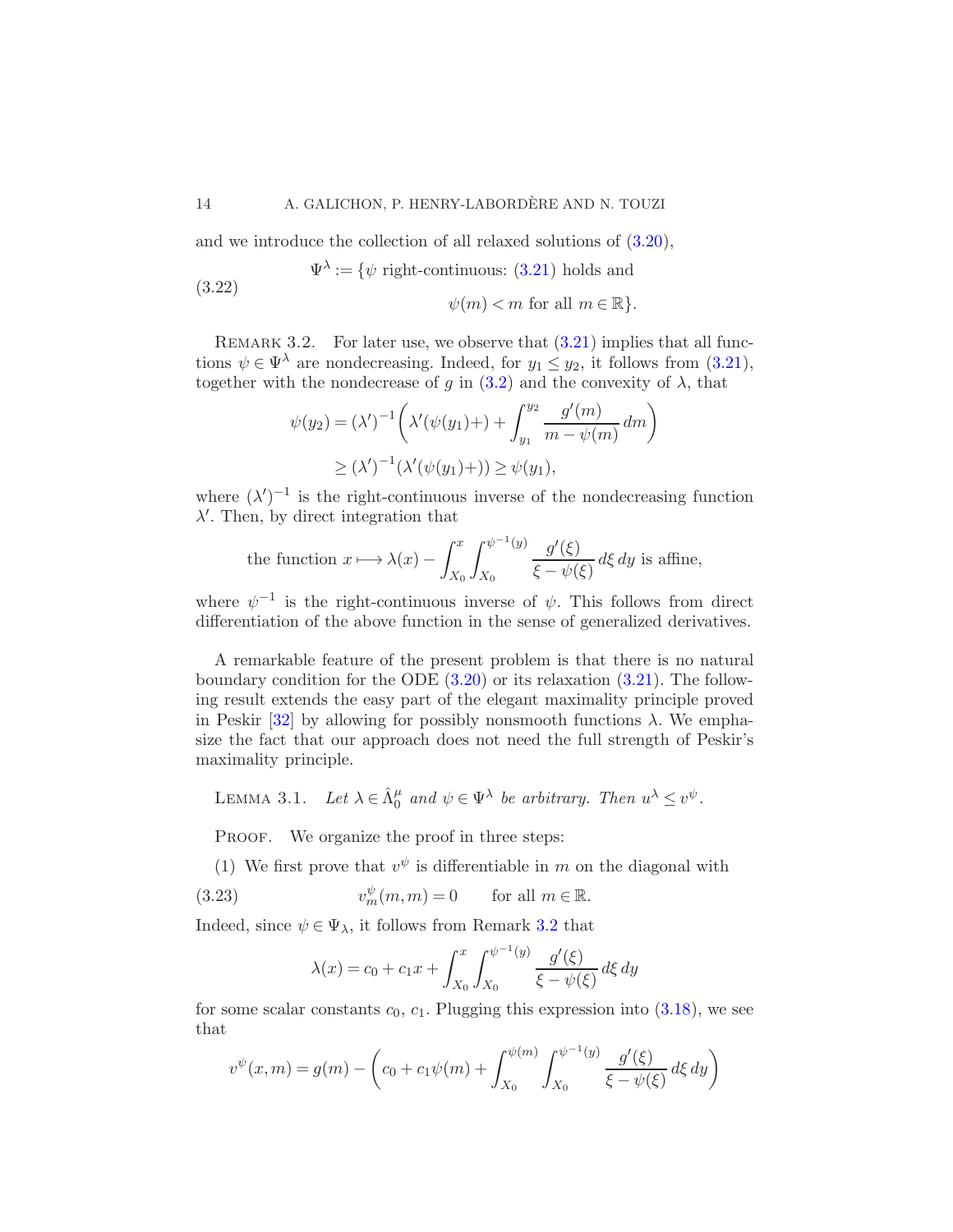and we introduce the collection of all relaxed solutions of (3.20),

$$
\Psi^\lambda := \{\psi \text{ right-continuous: (3.21) holds and } \psi(m) < m \text{ for all } m \in \mathbb{R}\}. \tag{3.22}
$$

REMARK 3.2. For later use, we observe that (3.21) implies that all functions $\psi \in \Psi^\lambda$ are nondecreasing. Indeed, for $y_1 \le y_2$, it follows from (3.21), together with the nondecrease of $g$ in (3.2) and the convexity of $\lambda$, that

$$
\begin{aligned}
\psi(y_2) &= (\lambda')^{-1}\left(\lambda'(\psi(y_1)+) + \int_{y_1}^{y_2} \frac{g'(m)}{m - \psi(m)}\, dm\right) \\
&\ge (\lambda')^{-1}(\lambda'(\psi(y_1)+)) \ge \psi(y_1),
\end{aligned}
$$

where $(\lambda')^{-1}$ is the right-continuous inverse of the nondecreasing function $\lambda'$. Then, by direct integration that

$$
\text{the function } x \longmapsto \lambda(x) - \int_{X_0}^{x} \int_{X_0}^{\psi^{-1}(y)} \frac{g'(\xi)}{\xi - \psi(\xi)}\, d\xi\, dy \text{ is affine,}
$$

where $\psi^{-1}$ is the right-continuous inverse of $\psi$. This follows from direct differentiation of the above function in the sense of generalized derivatives.

A remarkable feature of the present problem is that there is no natural boundary condition for the ODE (3.20) or its relaxation (3.21). The following result extends the easy part of the elegant maximality principle proved in Peskir [32] by allowing for possibly nonsmooth functions $\lambda$. We emphasize the fact that our approach does not need the full strength of Peskir's maximality principle.

LEMMA 3.1. *Let $\lambda \in \hat{\Lambda}_0^\mu$ and $\psi \in \Psi^\lambda$ be arbitrary. Then $u^\lambda \le v^\psi$.*

PROOF. We organize the proof in three steps:

(1) We first prove that $v^\psi$ is differentiable in $m$ on the diagonal with

$$
v_m^\psi(m, m) = 0 \qquad \text{for all } m \in \mathbb{R}. \tag{3.23}
$$

Indeed, since $\psi \in \Psi_\lambda$, it follows from Remark 3.2 that

$$
\lambda(x) = c_0 + c_1 x + \int_{X_0}^{x} \int_{X_0}^{\psi^{-1}(y)} \frac{g'(\xi)}{\xi - \psi(\xi)}\, d\xi\, dy
$$

for some scalar constants $c_0$, $c_1$. Plugging this expression into (3.18), we see that

$$
v^\psi(x, m) = g(m) - \left(c_0 + c_1 \psi(m) + \int_{X_0}^{\psi(m)} \int_{X_0}^{\psi^{-1}(y)} \frac{g'(\xi)}{\xi - \psi(\xi)}\, d\xi\, dy\right)
$$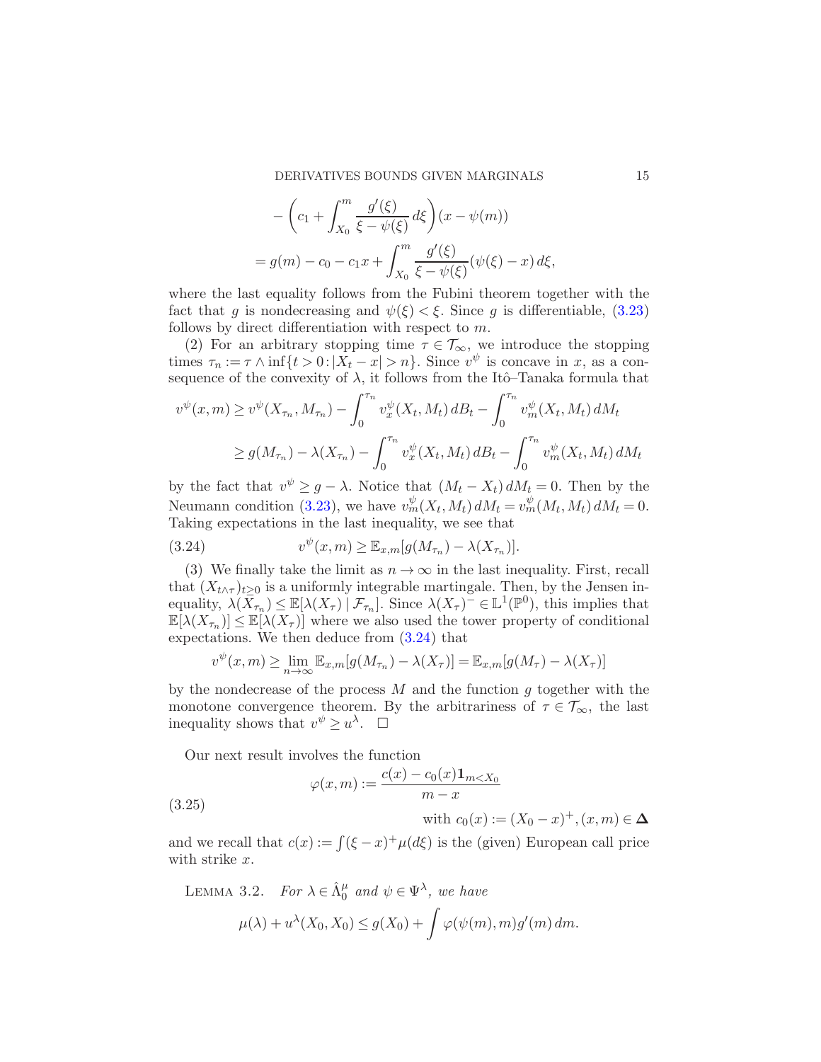$$
\begin{aligned}
&- \left( c_1 + \int_{X_0}^{m} \frac{g'(\xi)}{\xi - \psi(\xi)} \, d\xi \right) (x - \psi(m)) \\
&= g(m) - c_0 - c_1 x + \int_{X_0}^{m} \frac{g'(\xi)}{\xi - \psi(\xi)} (\psi(\xi) - x) \, d\xi,
\end{aligned}
$$

where the last equality follows from the Fubini theorem together with the fact that $g$ is nondecreasing and $\psi(\xi) < \xi$. Since $g$ is differentiable, (3.23) follows by direct differentiation with respect to $m$.

(2) For an arbitrary stopping time $\tau \in \mathcal{T}_\infty$, we introduce the stopping times $\tau_n := \tau \wedge \inf\{t > 0 : |X_t - x| > n\}$. Since $v^\psi$ is concave in $x$, as a consequence of the convexity of $\lambda$, it follows from the Itô–Tanaka formula that

$$
\begin{aligned}
v^\psi(x, m) &\geq v^\psi(X_{\tau_n}, M_{\tau_n}) - \int_0^{\tau_n} v_x^\psi(X_t, M_t) \, dB_t - \int_0^{\tau_n} v_m^\psi(X_t, M_t) \, dM_t \\
&\geq g(M_{\tau_n}) - \lambda(X_{\tau_n}) - \int_0^{\tau_n} v_x^\psi(X_t, M_t) \, dB_t - \int_0^{\tau_n} v_m^\psi(X_t, M_t) \, dM_t
\end{aligned}
$$

by the fact that $v^\psi \geq g - \lambda$. Notice that $(M_t - X_t) \, dM_t = 0$. Then by the Neumann condition (3.23), we have $v_m^\psi(X_t, M_t) \, dM_t = v_m^\psi(M_t, M_t) \, dM_t = 0$. Taking expectations in the last inequality, we see that

$$
v^\psi(x, m) \geq \mathbb{E}_{x,m}[g(M_{\tau_n}) - \lambda(X_{\tau_n})]. \tag{3.24}
$$

(3) We finally take the limit as $n \to \infty$ in the last inequality. First, recall that $(X_{t \wedge \tau})_{t \geq 0}$ is a uniformly integrable martingale. Then, by the Jensen inequality, $\lambda(X_{\tau_n}) \leq \mathbb{E}[\lambda(X_\tau) \mid \mathcal{F}_{\tau_n}]$. Since $\lambda(X_\tau)^- \in \mathbb{L}^1(\mathbb{P}^0)$, this implies that $\mathbb{E}[\lambda(X_{\tau_n})] \leq \mathbb{E}[\lambda(X_\tau)]$ where we also used the tower property of conditional expectations. We then deduce from (3.24) that

$$
v^\psi(x, m) \geq \lim_{n \to \infty} \mathbb{E}_{x,m}[g(M_{\tau_n}) - \lambda(X_\tau)] = \mathbb{E}_{x,m}[g(M_\tau) - \lambda(X_\tau)]
$$

by the nondecrease of the process $M$ and the function $g$ together with the monotone convergence theorem. By the arbitrariness of $\tau \in \mathcal{T}_\infty$, the last inequality shows that $v^\psi \geq u^\lambda$. $\square$

Our next result involves the function

$$
\varphi(x, m) := \frac{c(x) - c_0(x) \mathbf{1}_{m < X_0}}{m - x} \quad \text{with } c_0(x) := (X_0 - x)^+, (x, m) \in \mathbf{\Delta} \tag{3.25}
$$

and we recall that $c(x) := \int (\xi - x)^+ \mu(d\xi)$ is the (given) European call price with strike $x$.

LEMMA 3.2. *For $\lambda \in \hat{\Lambda}_0^\mu$ and $\psi \in \Psi^\lambda$, we have*

$$
\mu(\lambda) + u^\lambda(X_0, X_0) \leq g(X_0) + \int \varphi(\psi(m), m) g'(m) \, dm.
$$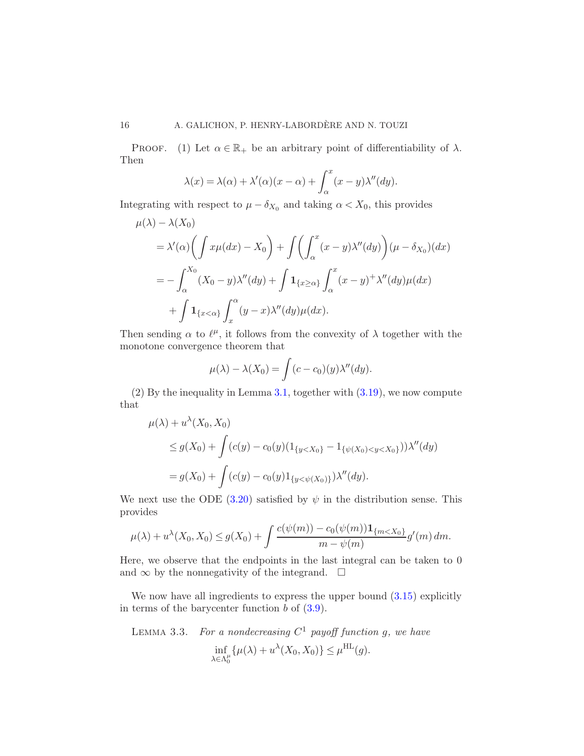PROOF. (1) Let $\alpha \in \mathbb{R}_+$ be an arbitrary point of differentiability of $\lambda$. Then

$$\lambda(x) = \lambda(\alpha) + \lambda'(\alpha)(x-\alpha) + \int_\alpha^x (x-y)\lambda''(dy).$$

Integrating with respect to $\mu - \delta_{X_0}$ and taking $\alpha < X_0$, this provides

$$\begin{aligned}
&\mu(\lambda) - \lambda(X_0) \\
&\quad = \lambda'(\alpha)\left(\int x\mu(dx) - X_0\right) + \int \left(\int_\alpha^x (x-y)\lambda''(dy)\right)(\mu - \delta_{X_0})(dx) \\
&\quad = -\int_\alpha^{X_0} (X_0 - y)\lambda''(dy) + \int \mathbf{1}_{\{x \geq \alpha\}} \int_\alpha^x (x-y)^+ \lambda''(dy)\mu(dx) \\
&\qquad + \int \mathbf{1}_{\{x<\alpha\}} \int_x^\alpha (y-x)\lambda''(dy)\mu(dx).
\end{aligned}$$

Then sending $\alpha$ to $\ell^\mu$, it follows from the convexity of $\lambda$ together with the monotone convergence theorem that

$$\mu(\lambda) - \lambda(X_0) = \int (c - c_0)(y)\lambda''(dy).$$

(2) By the inequality in Lemma 3.1, together with (3.19), we now compute that

$$\begin{aligned}
&\mu(\lambda) + u^\lambda(X_0, X_0) \\
&\quad \leq g(X_0) + \int (c(y) - c_0(y)(1_{\{y<X_0\}} - 1_{\{\psi(X_0)<y<X_0\}}))\lambda''(dy) \\
&\quad = g(X_0) + \int (c(y) - c_0(y)1_{\{y<\psi(X_0)\}})\lambda''(dy).
\end{aligned}$$

We next use the ODE (3.20) satisfied by $\psi$ in the distribution sense. This provides

$$\mu(\lambda) + u^\lambda(X_0, X_0) \leq g(X_0) + \int \frac{c(\psi(m)) - c_0(\psi(m))\mathbf{1}_{\{m<X_0\}}}{m - \psi(m)} g'(m)\,dm.$$

Here, we observe that the endpoints in the last integral can be taken to 0 and $\infty$ by the nonnegativity of the integrand. $\square$

We now have all ingredients to express the upper bound (3.15) explicitly in terms of the barycenter function $b$ of (3.9).

LEMMA 3.3. *For a nondecreasing $C^1$ payoff function $g$, we have*

$$\inf_{\lambda \in \Lambda_0^\mu} \{\mu(\lambda) + u^\lambda(X_0, X_0)\} \leq \mu^{\mathrm{HL}}(g).$$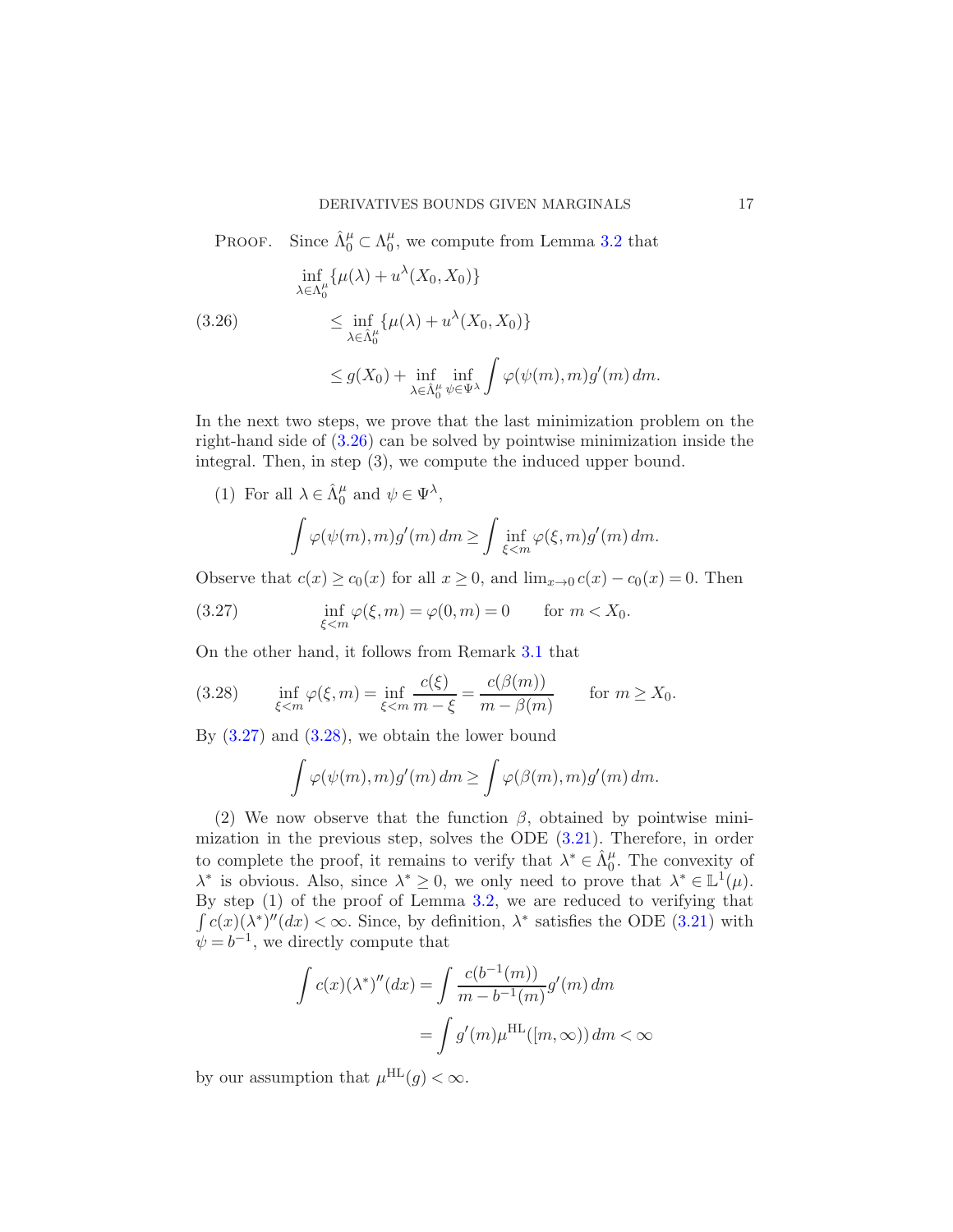PROOF. Since $\hat{\Lambda}_0^\mu \subset \Lambda_0^\mu$, we compute from Lemma 3.2 that

$$
\begin{aligned}
&\inf_{\lambda \in \Lambda_0^\mu} \{\mu(\lambda) + u^\lambda(X_0, X_0)\} \\
&\qquad \leq \inf_{\lambda \in \hat{\Lambda}_0^\mu} \{\mu(\lambda) + u^\lambda(X_0, X_0)\} \qquad\qquad (3.26)\\
&\qquad \leq g(X_0) + \inf_{\lambda \in \hat{\Lambda}_0^\mu} \inf_{\psi \in \Psi^\lambda} \int \varphi(\psi(m), m) g'(m)\, dm.
\end{aligned}
$$

In the next two steps, we prove that the last minimization problem on the right-hand side of (3.26) can be solved by pointwise minimization inside the integral. Then, in step (3), we compute the induced upper bound.

(1) For all $\lambda \in \hat{\Lambda}_0^\mu$ and $\psi \in \Psi^\lambda$,

$$
\int \varphi(\psi(m), m) g'(m)\, dm \geq \int \inf_{\xi < m} \varphi(\xi, m) g'(m)\, dm.
$$

Observe that $c(x) \geq c_0(x)$ for all $x \geq 0$, and $\lim_{x \to 0} c(x) - c_0(x) = 0$. Then

$$
\inf_{\xi < m} \varphi(\xi, m) = \varphi(0, m) = 0 \qquad \text{for } m < X_0. \tag{3.27}
$$

On the other hand, it follows from Remark 3.1 that

$$
\inf_{\xi < m} \varphi(\xi, m) = \inf_{\xi < m} \frac{c(\xi)}{m - \xi} = \frac{c(\beta(m))}{m - \beta(m)} \qquad \text{for } m \geq X_0. \tag{3.28}
$$

By (3.27) and (3.28), we obtain the lower bound

$$
\int \varphi(\psi(m), m) g'(m)\, dm \geq \int \varphi(\beta(m), m) g'(m)\, dm.
$$

(2) We now observe that the function $\beta$, obtained by pointwise minimization in the previous step, solves the ODE (3.21). Therefore, in order to complete the proof, it remains to verify that $\lambda^* \in \hat{\Lambda}_0^\mu$. The convexity of $\lambda^*$ is obvious. Also, since $\lambda^* \geq 0$, we only need to prove that $\lambda^* \in \mathbb{L}^1(\mu)$. By step (1) of the proof of Lemma 3.2, we are reduced to verifying that $\int c(x)(\lambda^*)''(dx) < \infty$. Since, by definition, $\lambda^*$ satisfies the ODE (3.21) with $\psi = b^{-1}$, we directly compute that

$$
\begin{aligned}
\int c(x)(\lambda^*)''(dx) &= \int \frac{c(b^{-1}(m))}{m - b^{-1}(m)} g'(m)\, dm \\
&= \int g'(m) \mu^{\mathrm{HL}}([m, \infty))\, dm < \infty
\end{aligned}
$$

by our assumption that $\mu^{\mathrm{HL}}(g) < \infty$.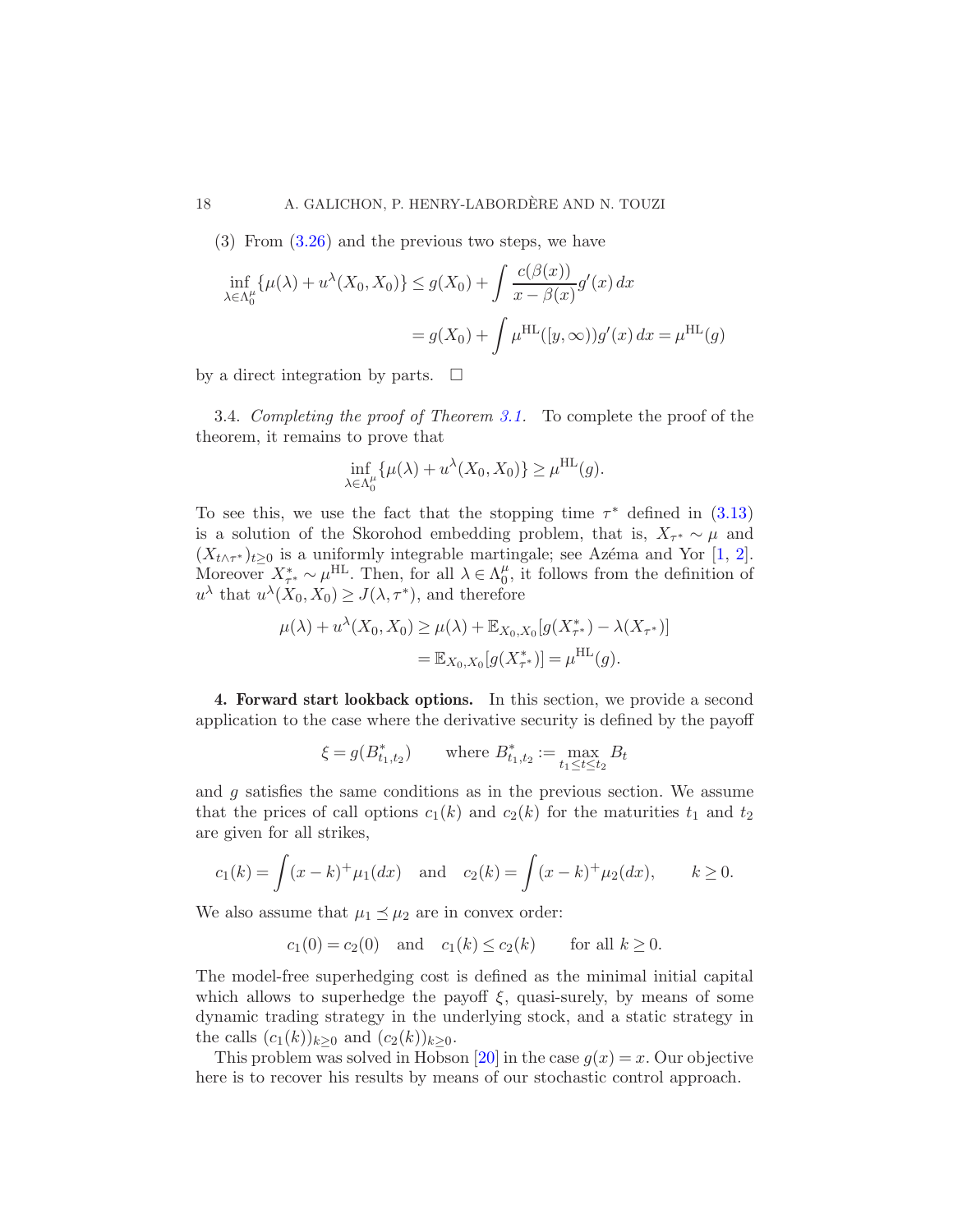(3) From (3.26) and the previous two steps, we have

$$
\begin{aligned}
\inf_{\lambda\in\Lambda_0^\mu}\{\mu(\lambda)+u^\lambda(X_0,X_0)\} &\le g(X_0)+\int \frac{c(\beta(x))}{x-\beta(x)}g'(x)\,dx \\
&= g(X_0)+\int \mu^{\mathrm{HL}}([y,\infty))g'(x)\,dx=\mu^{\mathrm{HL}}(g)
\end{aligned}
$$

by a direct integration by parts. $\square$

3.4. *Completing the proof of Theorem 3.1.* To complete the proof of the theorem, it remains to prove that

$$
\inf_{\lambda\in\Lambda_0^\mu}\{\mu(\lambda)+u^\lambda(X_0,X_0)\}\ge \mu^{\mathrm{HL}}(g).
$$

To see this, we use the fact that the stopping time $\tau^*$ defined in (3.13) is a solution of the Skorohod embedding problem, that is, $X_{\tau^*}\sim\mu$ and $(X_{t\wedge\tau^*})_{t\ge 0}$ is a uniformly integrable martingale; see Azéma and Yor [1, 2]. Moreover $X^*_{\tau^*}\sim\mu^{\mathrm{HL}}$. Then, for all $\lambda\in\Lambda_0^\mu$, it follows from the definition of $u^\lambda$ that $u^\lambda(X_0,X_0)\ge J(\lambda,\tau^*)$, and therefore

$$
\begin{aligned}
\mu(\lambda)+u^\lambda(X_0,X_0) &\ge \mu(\lambda)+\mathbb{E}_{X_0,X_0}[g(X^*_{\tau^*})-\lambda(X_{\tau^*})] \\
&= \mathbb{E}_{X_0,X_0}[g(X^*_{\tau^*})]=\mu^{\mathrm{HL}}(g).
\end{aligned}
$$

## 4. Forward start lookback options.

In this section, we provide a second application to the case where the derivative security is defined by the payoff

$$
\xi=g(B^*_{t_1,t_2})\qquad \text{where } B^*_{t_1,t_2}:=\max_{t_1\le t\le t_2}B_t
$$

and $g$ satisfies the same conditions as in the previous section. We assume that the prices of call options $c_1(k)$ and $c_2(k)$ for the maturities $t_1$ and $t_2$ are given for all strikes,

$$
c_1(k)=\int (x-k)^+\mu_1(dx)\quad\text{and}\quad c_2(k)=\int (x-k)^+\mu_2(dx),\qquad k\ge 0.
$$

We also assume that $\mu_1\preceq\mu_2$ are in convex order:

$$
c_1(0)=c_2(0)\quad\text{and}\quad c_1(k)\le c_2(k)\qquad\text{for all } k\ge 0.
$$

The model-free superhedging cost is defined as the minimal initial capital which allows to superhedge the payoff $\xi$, quasi-surely, by means of some dynamic trading strategy in the underlying stock, and a static strategy in the calls $(c_1(k))_{k\ge 0}$ and $(c_2(k))_{k\ge 0}$.

This problem was solved in Hobson [20] in the case $g(x)=x$. Our objective here is to recover his results by means of our stochastic control approach.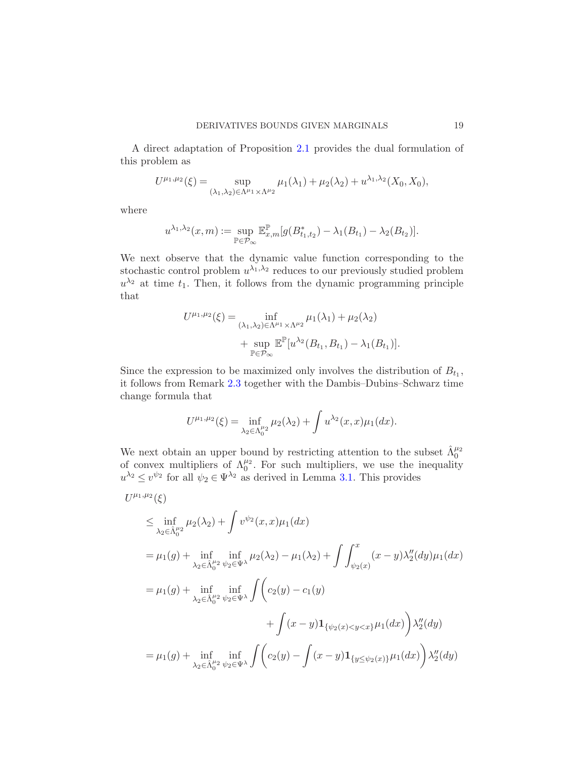A direct adaptation of Proposition 2.1 provides the dual formulation of this problem as

$$U^{\mu_1,\mu_2}(\xi) = \sup_{(\lambda_1,\lambda_2)\in\Lambda^{\mu_1}\times\Lambda^{\mu_2}} \mu_1(\lambda_1) + \mu_2(\lambda_2) + u^{\lambda_1,\lambda_2}(X_0, X_0),$$

where

$$u^{\lambda_1,\lambda_2}(x,m) := \sup_{\mathbb{P}\in\mathcal{P}_\infty} \mathbb{E}^{\mathbb{P}}_{x,m}[g(B^*_{t_1,t_2}) - \lambda_1(B_{t_1}) - \lambda_2(B_{t_2})].$$

We next observe that the dynamic value function corresponding to the stochastic control problem $u^{\lambda_1,\lambda_2}$ reduces to our previously studied problem $u^{\lambda_2}$ at time $t_1$. Then, it follows from the dynamic programming principle that

$$\begin{aligned} U^{\mu_1,\mu_2}(\xi) = &\inf_{(\lambda_1,\lambda_2)\in\Lambda^{\mu_1}\times\Lambda^{\mu_2}} \mu_1(\lambda_1) + \mu_2(\lambda_2) \\ &+ \sup_{\mathbb{P}\in\mathcal{P}_\infty} \mathbb{E}^{\mathbb{P}}[u^{\lambda_2}(B_{t_1}, B_{t_1}) - \lambda_1(B_{t_1})]. \end{aligned}$$

Since the expression to be maximized only involves the distribution of $B_{t_1}$, it follows from Remark 2.3 together with the Dambis–Dubins–Schwarz time change formula that

$$U^{\mu_1,\mu_2}(\xi) = \inf_{\lambda_2\in\Lambda_0^{\mu_2}} \mu_2(\lambda_2) + \int u^{\lambda_2}(x,x)\mu_1(dx).$$

We next obtain an upper bound by restricting attention to the subset $\hat{\Lambda}_0^{\mu_2}$ of convex multipliers of $\Lambda_0^{\mu_2}$. For such multipliers, we use the inequality $u^{\lambda_2} \le v^{\psi_2}$ for all $\psi_2 \in \Psi^{\lambda_2}$ as derived in Lemma 3.1. This provides

$$\begin{aligned} &U^{\mu_1,\mu_2}(\xi) \\ &\quad\le \inf_{\lambda_2\in\hat{\Lambda}_0^{\mu_2}} \mu_2(\lambda_2) + \int v^{\psi_2}(x,x)\mu_1(dx) \\ &\quad= \mu_1(g) + \inf_{\lambda_2\in\hat{\Lambda}_0^{\mu_2}} \inf_{\psi_2\in\Psi^\lambda} \mu_2(\lambda_2) - \mu_1(\lambda_2) + \int\int_{\psi_2(x)}^{x} (x-y)\lambda_2''(dy)\mu_1(dx) \\ &\quad= \mu_1(g) + \inf_{\lambda_2\in\hat{\Lambda}_0^{\mu_2}} \inf_{\psi_2\in\Psi^\lambda} \int\Bigg( c_2(y) - c_1(y) \\ &\qquad\qquad\qquad + \int (x-y)\mathbf{1}_{\{\psi_2(x)<y<x\}}\mu_1(dx)\Bigg)\lambda_2''(dy) \\ &\quad= \mu_1(g) + \inf_{\lambda_2\in\hat{\Lambda}_0^{\mu_2}} \inf_{\psi_2\in\Psi^\lambda} \int\left( c_2(y) - \int (x-y)\mathbf{1}_{\{y\le\psi_2(x)\}}\mu_1(dx)\right)\lambda_2''(dy) \end{aligned}$$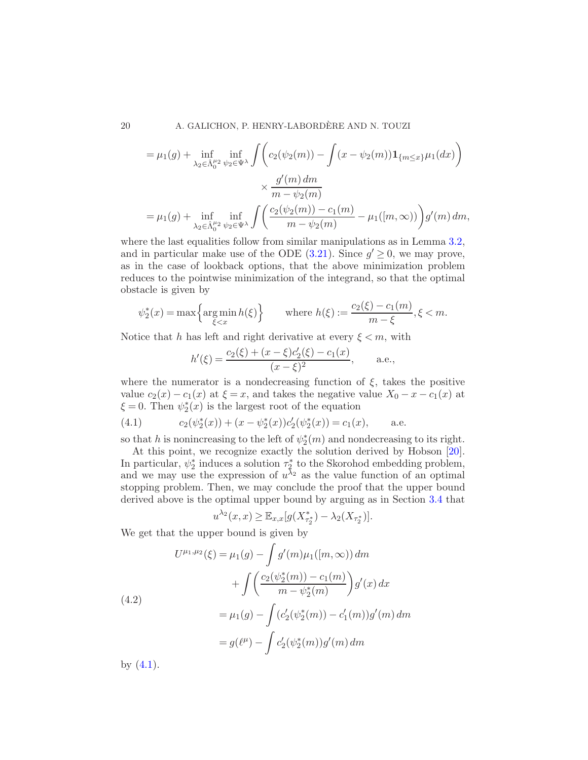$$
\begin{aligned}
&= \mu_1(g) + \inf_{\lambda_2 \in \hat{\Lambda}_0^{\mu_2}} \inf_{\psi_2 \in \Psi^\lambda} \int \left( c_2(\psi_2(m)) - \int (x - \psi_2(m)) \mathbf{1}_{\{m \le x\}} \mu_1(dx) \right) \\
&\qquad \times \frac{g'(m)\, dm}{m - \psi_2(m)} \\
&= \mu_1(g) + \inf_{\lambda_2 \in \hat{\Lambda}_0^{\mu_2}} \inf_{\psi_2 \in \Psi^\lambda} \int \left( \frac{c_2(\psi_2(m)) - c_1(m)}{m - \psi_2(m)} - \mu_1([m, \infty)) \right) g'(m)\, dm,
\end{aligned}
$$

where the last equalities follow from similar manipulations as in Lemma 3.2, and in particular make use of the ODE (3.21). Since $g' \ge 0$, we may prove, as in the case of lookback options, that the above minimization problem reduces to the pointwise minimization of the integrand, so that the optimal obstacle is given by

$$
\psi_2^*(x) = \max\Big\{ \underset{\xi < x}{\arg\min}\, h(\xi) \Big\} \qquad \text{where } h(\xi) := \frac{c_2(\xi) - c_1(m)}{m - \xi}, \xi < m.
$$

Notice that $h$ has left and right derivative at every $\xi < m$, with

$$
h'(\xi) = \frac{c_2(\xi) + (x - \xi)c_2'(\xi) - c_1(x)}{(x - \xi)^2}, \qquad \text{a.e.},
$$

where the numerator is a nondecreasing function of $\xi$, takes the positive value $c_2(x) - c_1(x)$ at $\xi = x$, and takes the negative value $X_0 - x - c_1(x)$ at $\xi = 0$. Then $\psi_2^*(x)$ is the largest root of the equation

$$
c_2(\psi_2^*(x)) + (x - \psi_2^*(x)) c_2'(\psi_2^*(x)) = c_1(x), \qquad \text{a.e.} \tag{4.1}
$$

so that $h$ is nonincreasing to the left of $\psi_2^*(m)$ and nondecreasing to its right.

At this point, we recognize exactly the solution derived by Hobson [20]. In particular, $\psi_2^*$ induces a solution $\tau_2^*$ to the Skorohod embedding problem, and we may use the expression of $u^{\lambda_2}$ as the value function of an optimal stopping problem. Then, we may conclude the proof that the upper bound derived above is the optimal upper bound by arguing as in Section 3.4 that

$$
u^{\lambda_2}(x, x) \ge \mathbb{E}_{x,x}[g(X^*_{\tau_2^*}) - \lambda_2(X_{\tau_2^*})].
$$

We get that the upper bound is given by

$$
\begin{aligned}
U^{\mu_1, \mu_2}(\xi) &= \mu_1(g) - \int g'(m) \mu_1([m, \infty))\, dm \\
&\qquad + \int \left( \frac{c_2(\psi_2^*(m)) - c_1(m)}{m - \psi_2^*(m)} \right) g'(x)\, dx \\
&= \mu_1(g) - \int (c_2'(\psi_2^*(m)) - c_1'(m)) g'(m)\, dm \\
&= g(\ell^\mu) - \int c_2'(\psi_2^*(m)) g'(m)\, dm
\end{aligned} \tag{4.2}
$$

by (4.1).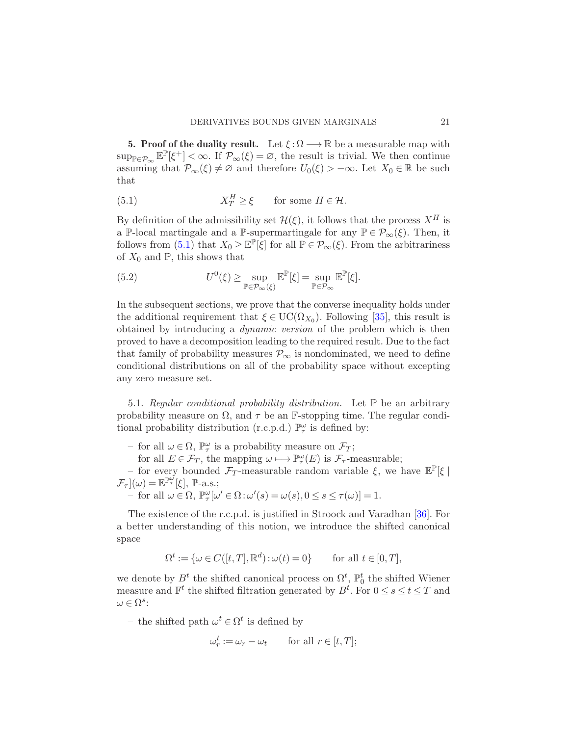**5. Proof of the duality result.** Let $\xi : \Omega \longrightarrow \mathbb{R}$ be a measurable map with $\sup_{\mathbb{P}\in\mathcal{P}_\infty} \mathbb{E}^{\mathbb{P}}[\xi^+] < \infty$. If $\mathcal{P}_\infty(\xi) = \varnothing$, the result is trivial. We then continue assuming that $\mathcal{P}_\infty(\xi) \neq \varnothing$ and therefore $U_0(\xi) > -\infty$. Let $X_0 \in \mathbb{R}$ be such that

$$X_T^H \geq \xi \qquad \text{for some } H \in \mathcal{H}. \tag{5.1}$$

By definition of the admissibility set $\mathcal{H}(\xi)$, it follows that the process $X^H$ is a $\mathbb{P}$-local martingale and a $\mathbb{P}$-supermartingale for any $\mathbb{P} \in \mathcal{P}_\infty(\xi)$. Then, it follows from (5.1) that $X_0 \geq \mathbb{E}^{\mathbb{P}}[\xi]$ for all $\mathbb{P} \in \mathcal{P}_\infty(\xi)$. From the arbitrariness of $X_0$ and $\mathbb{P}$, this shows that

$$U^0(\xi) \geq \sup_{\mathbb{P}\in\mathcal{P}_\infty(\xi)} \mathbb{E}^{\mathbb{P}}[\xi] = \sup_{\mathbb{P}\in\mathcal{P}_\infty} \mathbb{E}^{\mathbb{P}}[\xi]. \tag{5.2}$$

In the subsequent sections, we prove that the converse inequality holds under the additional requirement that $\xi \in \mathrm{UC}(\Omega_{X_0})$. Following [35], this result is obtained by introducing a *dynamic version* of the problem which is then proved to have a decomposition leading to the required result. Due to the fact that family of probability measures $\mathcal{P}_\infty$ is nondominated, we need to define conditional distributions on all of the probability space without excepting any zero measure set.

5.1. *Regular conditional probability distribution.* Let $\mathbb{P}$ be an arbitrary probability measure on $\Omega$, and $\tau$ be an $\mathbb{F}$-stopping time. The regular conditional probability distribution (r.c.p.d.) $\mathbb{P}_\tau^\omega$ is defined by:

– for all $\omega \in \Omega$, $\mathbb{P}_\tau^\omega$ is a probability measure on $\mathcal{F}_T$;

– for all $E \in \mathcal{F}_T$, the mapping $\omega \longmapsto \mathbb{P}_\tau^\omega(E)$ is $\mathcal{F}_\tau$-measurable;

– for every bounded $\mathcal{F}_T$-measurable random variable $\xi$, we have $\mathbb{E}^{\mathbb{P}}[\xi \mid \mathcal{F}_\tau](\omega) = \mathbb{E}^{\mathbb{P}_\tau^\omega}[\xi]$, $\mathbb{P}$-a.s.;

– for all $\omega \in \Omega$, $\mathbb{P}_\tau^\omega[\omega' \in \Omega : \omega'(s) = \omega(s), 0 \leq s \leq \tau(\omega)] = 1$.

The existence of the r.c.p.d. is justified in Stroock and Varadhan [36]. For a better understanding of this notion, we introduce the shifted canonical space

$$\Omega^t := \{\omega \in C([t,T], \mathbb{R}^d) : \omega(t) = 0\} \qquad \text{for all } t \in [0,T],$$

we denote by $B^t$ the shifted canonical process on $\Omega^t$, $\mathbb{P}_0^t$ the shifted Wiener measure and $\mathbb{F}^t$ the shifted filtration generated by $B^t$. For $0 \leq s \leq t \leq T$ and $\omega \in \Omega^s$:

– the shifted path $\omega^t \in \Omega^t$ is defined by

$$\omega_r^t := \omega_r - \omega_t \qquad \text{for all } r \in [t,T];$$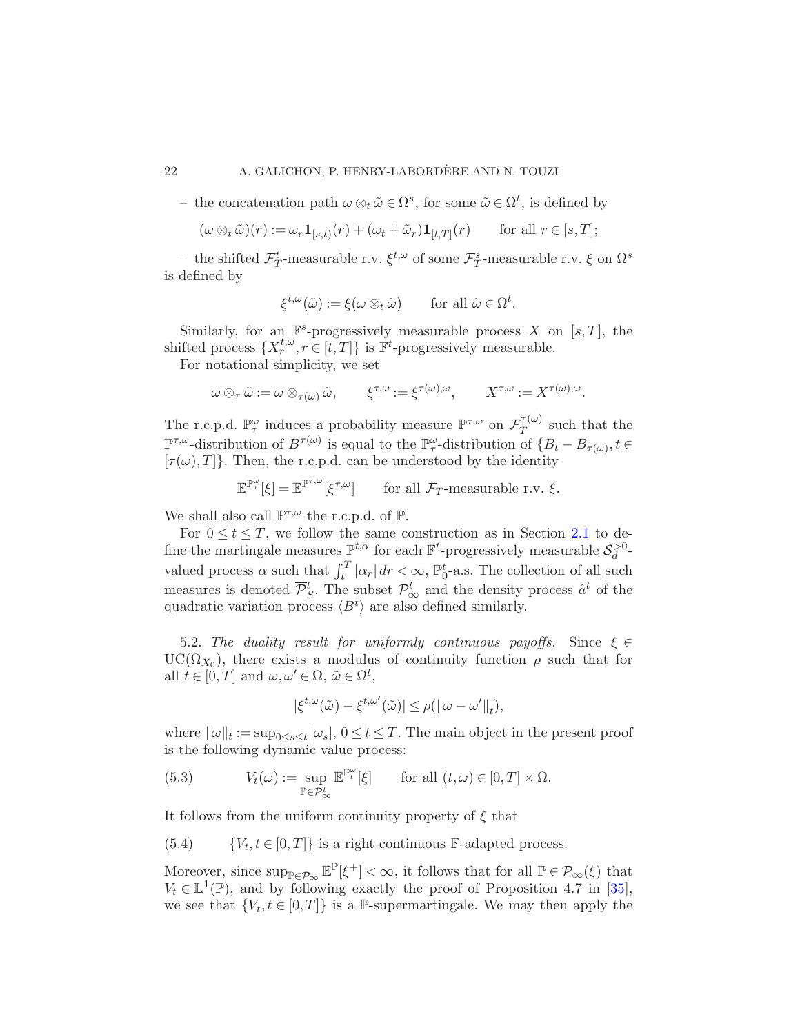– the concatenation path $\omega \otimes_t \tilde{\omega} \in \Omega^s$, for some $\tilde{\omega} \in \Omega^t$, is defined by

$$(\omega \otimes_t \tilde{\omega})(r) := \omega_r \mathbf{1}_{[s,t)}(r) + (\omega_t + \tilde{\omega}_r)\mathbf{1}_{[t,T]}(r) \qquad \text{for all } r \in [s,T];$$

– the shifted $\mathcal{F}^t_T$-measurable r.v. $\xi^{t,\omega}$ of some $\mathcal{F}^s_T$-measurable r.v. $\xi$ on $\Omega^s$ is defined by

$$\xi^{t,\omega}(\tilde{\omega}) := \xi(\omega \otimes_t \tilde{\omega}) \qquad \text{for all } \tilde{\omega} \in \Omega^t.$$

Similarly, for an $\mathbb{F}^s$-progressively measurable process $X$ on $[s,T]$, the shifted process $\{X^{t,\omega}_r, r \in [t,T]\}$ is $\mathbb{F}^t$-progressively measurable.

For notational simplicity, we set

$$\omega \otimes_\tau \tilde{\omega} := \omega \otimes_{\tau(\omega)} \tilde{\omega}, \qquad \xi^{\tau,\omega} := \xi^{\tau(\omega),\omega}, \qquad X^{\tau,\omega} := X^{\tau(\omega),\omega}.$$

The r.c.p.d. $\mathbb{P}^\omega_\tau$ induces a probability measure $\mathbb{P}^{\tau,\omega}$ on $\mathcal{F}^{\tau(\omega)}_T$ such that the $\mathbb{P}^{\tau,\omega}$-distribution of $B^{\tau(\omega)}$ is equal to the $\mathbb{P}^\omega_\tau$-distribution of $\{B_t - B_{\tau(\omega)}, t \in [\tau(\omega), T]\}$. Then, the r.c.p.d. can be understood by the identity

$$\mathbb{E}^{\mathbb{P}^\omega_\tau}[\xi] = \mathbb{E}^{\mathbb{P}^{\tau,\omega}}[\xi^{\tau,\omega}] \qquad \text{for all } \mathcal{F}_T\text{-measurable r.v. } \xi.$$

We shall also call $\mathbb{P}^{\tau,\omega}$ the r.c.p.d. of $\mathbb{P}$.

For $0 \le t \le T$, we follow the same construction as in Section 2.1 to define the martingale measures $\mathbb{P}^{t,\alpha}$ for each $\mathbb{F}^t$-progressively measurable $\mathcal{S}^{>0}_d$-valued process $\alpha$ such that $\int_t^T |\alpha_r|\, dr < \infty$, $\mathbb{P}^t_0$-a.s. The collection of all such measures is denoted $\overline{\mathcal{P}}^t_S$. The subset $\mathcal{P}^t_\infty$ and the density process $\hat{a}^t$ of the quadratic variation process $\langle B^t \rangle$ are also defined similarly.

5.2. *The duality result for uniformly continuous payoffs.* Since $\xi \in \mathrm{UC}(\Omega_{X_0})$, there exists a modulus of continuity function $\rho$ such that for all $t \in [0,T]$ and $\omega, \omega' \in \Omega$, $\tilde{\omega} \in \Omega^t$,

$$|\xi^{t,\omega}(\tilde{\omega}) - \xi^{t,\omega'}(\tilde{\omega})| \le \rho(\|\omega - \omega'\|_t),$$

where $\|\omega\|_t := \sup_{0 \le s \le t} |\omega_s|$, $0 \le t \le T$. The main object in the present proof is the following dynamic value process:

$$V_t(\omega) := \sup_{\mathbb{P} \in \mathcal{P}^t_\infty} \mathbb{E}^{\mathbb{P}^\omega_t}[\xi] \qquad \text{for all } (t,\omega) \in [0,T] \times \Omega. \tag{5.3}$$

It follows from the uniform continuity property of $\xi$ that

$$\{V_t, t \in [0,T]\} \text{ is a right-continuous } \mathbb{F}\text{-adapted process.} \tag{5.4}$$

Moreover, since $\sup_{\mathbb{P} \in \mathcal{P}_\infty} \mathbb{E}^{\mathbb{P}}[\xi^+] < \infty$, it follows that for all $\mathbb{P} \in \mathcal{P}_\infty(\xi)$ that $V_t \in \mathbb{L}^1(\mathbb{P})$, and by following exactly the proof of Proposition 4.7 in [35], we see that $\{V_t, t \in [0,T]\}$ is a $\mathbb{P}$-supermartingale. We may then apply the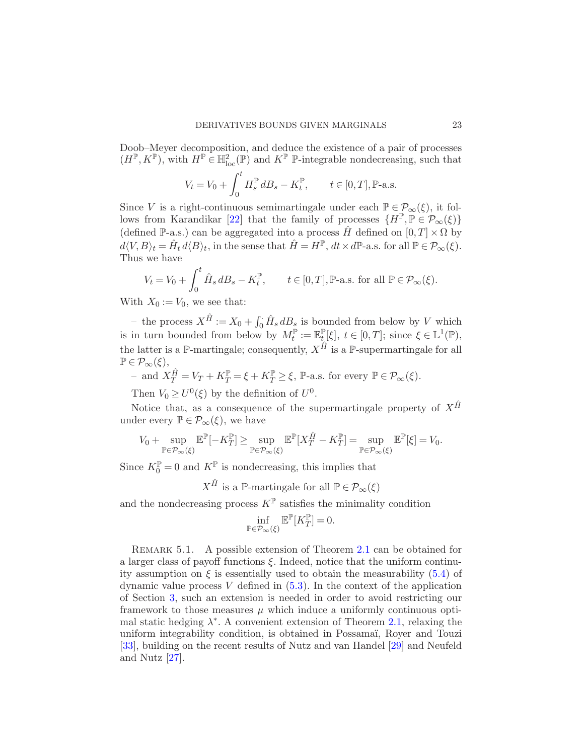Doob–Meyer decomposition, and deduce the existence of a pair of processes $(H^{\mathbb{P}}, K^{\mathbb{P}})$, with $H^{\mathbb{P}} \in \mathbb{H}^2_{\mathrm{loc}}(\mathbb{P})$ and $K^{\mathbb{P}}$ $\mathbb{P}$-integrable nondecreasing, such that

$$V_t = V_0 + \int_0^t H_s^{\mathbb{P}}\, dB_s - K_t^{\mathbb{P}}, \qquad t \in [0,T], \mathbb{P}\text{-a.s.}$$

Since $V$ is a right-continuous semimartingale under each $\mathbb{P} \in \mathcal{P}_\infty(\xi)$, it follows from Karandikar [22] that the family of processes $\{H^{\mathbb{P}}, \mathbb{P} \in \mathcal{P}_\infty(\xi)\}$ (defined $\mathbb{P}$-a.s.) can be aggregated into a process $\hat{H}$ defined on $[0,T] \times \Omega$ by $d\langle V, B\rangle_t = \hat{H}_t \, d\langle B\rangle_t$, in the sense that $\hat{H} = H^{\mathbb{P}}$, $dt \times d\mathbb{P}$-a.s. for all $\mathbb{P} \in \mathcal{P}_\infty(\xi)$. Thus we have

$$V_t = V_0 + \int_0^t \hat{H}_s \, dB_s - K_t^{\mathbb{P}}, \qquad t \in [0,T], \mathbb{P}\text{-a.s. for all } \mathbb{P} \in \mathcal{P}_\infty(\xi).$$

With $X_0 := V_0$, we see that:

– the process $X^{\hat{H}} := X_0 + \int_0^{\cdot} \hat{H}_s \, dB_s$ is bounded from below by $V$ which is in turn bounded from below by $M_t^{\mathbb{P}} := \mathbb{E}_t^{\mathbb{P}}[\xi]$, $t \in [0,T]$; since $\xi \in \mathbb{L}^1(\mathbb{P})$, the latter is a $\mathbb{P}$-martingale; consequently, $X^{\hat{H}}$ is a $\mathbb{P}$-supermartingale for all $\mathbb{P} \in \mathcal{P}_\infty(\xi)$,

– and $X_T^{\hat{H}} = V_T + K_T^{\mathbb{P}} = \xi + K_T^{\mathbb{P}} \geq \xi$, $\mathbb{P}$-a.s. for every $\mathbb{P} \in \mathcal{P}_\infty(\xi)$.

Then $V_0 \geq U^0(\xi)$ by the definition of $U^0$.

Notice that, as a consequence of the supermartingale property of $X^{\hat{H}}$ under every $\mathbb{P} \in \mathcal{P}_\infty(\xi)$, we have

$$V_0 + \sup_{\mathbb{P} \in \mathcal{P}_\infty(\xi)} \mathbb{E}^{\mathbb{P}}[-K_T^{\mathbb{P}}] \geq \sup_{\mathbb{P} \in \mathcal{P}_\infty(\xi)} \mathbb{E}^{\mathbb{P}}[X_T^{\hat{H}} - K_T^{\mathbb{P}}] = \sup_{\mathbb{P} \in \mathcal{P}_\infty(\xi)} \mathbb{E}^{\mathbb{P}}[\xi] = V_0.$$

Since $K_0^{\mathbb{P}} = 0$ and $K^{\mathbb{P}}$ is nondecreasing, this implies that

$$X^{\hat{H}} \text{ is a } \mathbb{P}\text{-martingale for all } \mathbb{P} \in \mathcal{P}_\infty(\xi)$$

and the nondecreasing process $K^{\mathbb{P}}$ satisfies the minimality condition

$$\inf_{\mathbb{P} \in \mathcal{P}_\infty(\xi)} \mathbb{E}^{\mathbb{P}}[K_T^{\mathbb{P}}] = 0.$$

REMARK 5.1. A possible extension of Theorem 2.1 can be obtained for a larger class of payoff functions $\xi$. Indeed, notice that the uniform continuity assumption on $\xi$ is essentially used to obtain the measurability (5.4) of dynamic value process $V$ defined in (5.3). In the context of the application of Section 3, such an extension is needed in order to avoid restricting our framework to those measures $\mu$ which induce a uniformly continuous optimal static hedging $\lambda^*$. A convenient extension of Theorem 2.1, relaxing the uniform integrability condition, is obtained in Possamaï, Royer and Touzi [33], building on the recent results of Nutz and van Handel [29] and Neufeld and Nutz [27].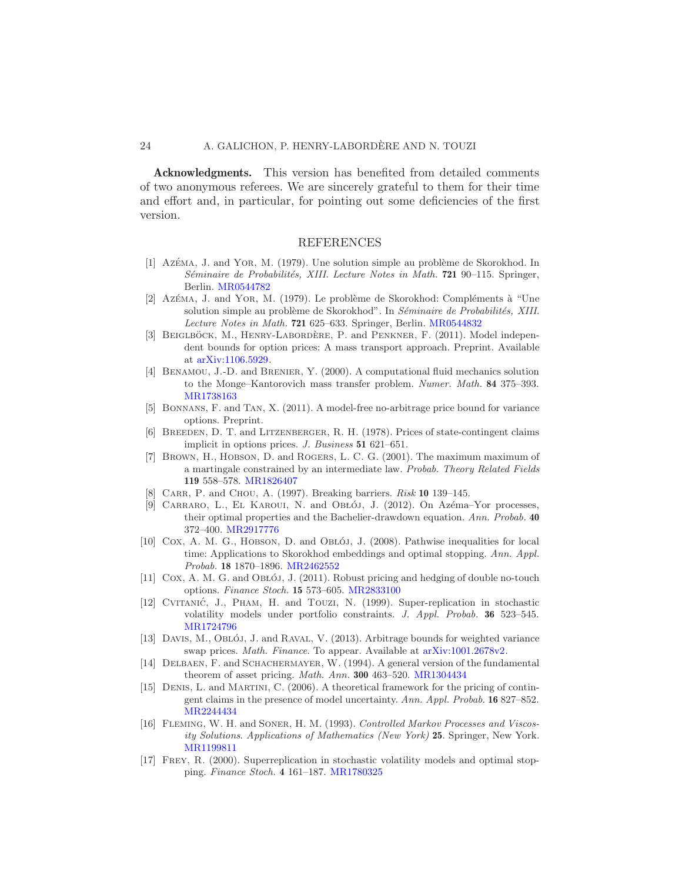**Acknowledgments.** This version has benefited from detailed comments of two anonymous referees. We are sincerely grateful to them for their time and effort and, in particular, for pointing out some deficiencies of the first version.

## REFERENCES

[1] Azéma, J. and Yor, M. (1979). Une solution simple au problème de Skorokhod. In *Séminaire de Probabilités, XIII. Lecture Notes in Math.* **721** 90–115. Springer, Berlin. MR0544782

[2] Azéma, J. and Yor, M. (1979). Le problème de Skorokhod: Compléments à "Une solution simple au problème de Skorokhod". In *Séminaire de Probabilités, XIII. Lecture Notes in Math.* **721** 625–633. Springer, Berlin. MR0544832

[3] Beiglböck, M., Henry-Labordère, P. and Penkner, F. (2011). Model independent bounds for option prices: A mass transport approach. Preprint. Available at arXiv:1106.5929.

[4] Benamou, J.-D. and Brenier, Y. (2000). A computational fluid mechanics solution to the Monge–Kantorovich mass transfer problem. *Numer. Math.* **84** 375–393. MR1738163

[5] Bonnans, F. and Tan, X. (2011). A model-free no-arbitrage price bound for variance options. Preprint.

[6] Breeden, D. T. and Litzenberger, R. H. (1978). Prices of state-contingent claims implicit in options prices. *J. Business* **51** 621–651.

[7] Brown, H., Hobson, D. and Rogers, L. C. G. (2001). The maximum maximum of a martingale constrained by an intermediate law. *Probab. Theory Related Fields* **119** 558–578. MR1826407

[8] Carr, P. and Chou, A. (1997). Breaking barriers. *Risk* **10** 139–145.

[9] Carraro, L., El Karoui, N. and Obłój, J. (2012). On Azéma–Yor processes, their optimal properties and the Bachelier-drawdown equation. *Ann. Probab.* **40** 372–400. MR2917776

[10] Cox, A. M. G., Hobson, D. and Obłój, J. (2008). Pathwise inequalities for local time: Applications to Skorokhod embeddings and optimal stopping. *Ann. Appl. Probab.* **18** 1870–1896. MR2462552

[11] Cox, A. M. G. and Obłój, J. (2011). Robust pricing and hedging of double no-touch options. *Finance Stoch.* **15** 573–605. MR2833100

[12] Cvitanić, J., Pham, H. and Touzi, N. (1999). Super-replication in stochastic volatility models under portfolio constraints. *J. Appl. Probab.* **36** 523–545. MR1724796

[13] Davis, M., Obłój, J. and Raval, V. (2013). Arbitrage bounds for weighted variance swap prices. *Math. Finance*. To appear. Available at arXiv:1001.2678v2.

[14] Delbaen, F. and Schachermayer, W. (1994). A general version of the fundamental theorem of asset pricing. *Math. Ann.* **300** 463–520. MR1304434

[15] Denis, L. and Martini, C. (2006). A theoretical framework for the pricing of contingent claims in the presence of model uncertainty. *Ann. Appl. Probab.* **16** 827–852. MR2244434

[16] Fleming, W. H. and Soner, H. M. (1993). *Controlled Markov Processes and Viscosity Solutions. Applications of Mathematics (New York)* **25**. Springer, New York. MR1199811

[17] Frey, R. (2000). Superreplication in stochastic volatility models and optimal stopping. *Finance Stoch.* **4** 161–187. MR1780325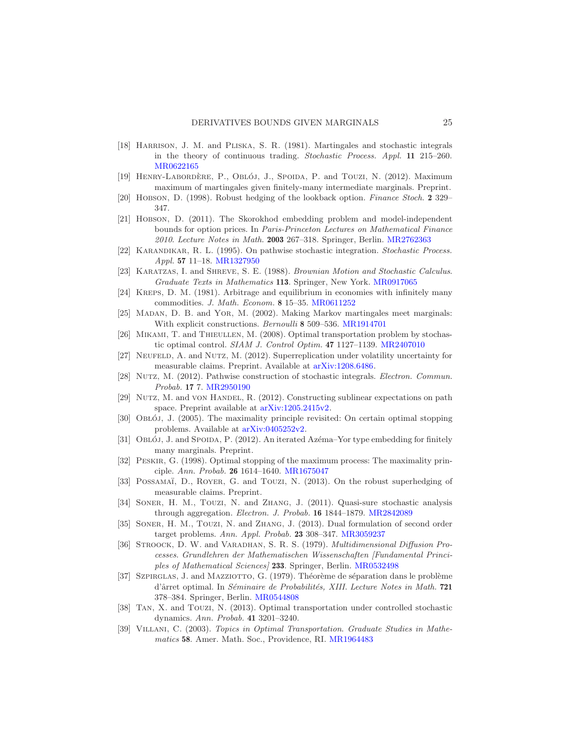[18] Harrison, J. M. and Pliska, S. R. (1981). Martingales and stochastic integrals in the theory of continuous trading. *Stochastic Process. Appl.* **11** 215–260. MR0622165

[19] Henry-Labordère, P., Obłój, J., Spoida, P. and Touzi, N. (2012). Maximum maximum of martingales given finitely-many intermediate marginals. Preprint.

[20] Hobson, D. (1998). Robust hedging of the lookback option. *Finance Stoch.* **2** 329–347.

[21] Hobson, D. (2011). The Skorokhod embedding problem and model-independent bounds for option prices. In *Paris-Princeton Lectures on Mathematical Finance 2010*. *Lecture Notes in Math.* **2003** 267–318. Springer, Berlin. MR2762363

[22] Karandikar, R. L. (1995). On pathwise stochastic integration. *Stochastic Process. Appl.* **57** 11–18. MR1327950

[23] Karatzas, I. and Shreve, S. E. (1988). *Brownian Motion and Stochastic Calculus*. *Graduate Texts in Mathematics* **113**. Springer, New York. MR0917065

[24] Kreps, D. M. (1981). Arbitrage and equilibrium in economies with infinitely many commodities. *J. Math. Econom.* **8** 15–35. MR0611252

[25] Madan, D. B. and Yor, M. (2002). Making Markov martingales meet marginals: With explicit constructions. *Bernoulli* **8** 509–536. MR1914701

[26] Mikami, T. and Thieullen, M. (2008). Optimal transportation problem by stochastic optimal control. *SIAM J. Control Optim.* **47** 1127–1139. MR2407010

[27] Neufeld, A. and Nutz, M. (2012). Superreplication under volatility uncertainty for measurable claims. Preprint. Available at arXiv:1208.6486.

[28] Nutz, M. (2012). Pathwise construction of stochastic integrals. *Electron. Commun. Probab.* **17** 7. MR2950190

[29] Nutz, M. and von Handel, R. (2012). Constructing sublinear expectations on path space. Preprint available at arXiv:1205.2415v2.

[30] Obłój, J. (2005). The maximality principle revisited: On certain optimal stopping problems. Available at arXiv:0405252v2.

[31] Obłój, J. and Spoida, P. (2012). An iterated Azéma–Yor type embedding for finitely many marginals. Preprint.

[32] Peskir, G. (1998). Optimal stopping of the maximum process: The maximality principle. *Ann. Probab.* **26** 1614–1640. MR1675047

[33] Possamaï, D., Royer, G. and Touzi, N. (2013). On the robust superhedging of measurable claims. Preprint.

[34] Soner, H. M., Touzi, N. and Zhang, J. (2011). Quasi-sure stochastic analysis through aggregation. *Electron. J. Probab.* **16** 1844–1879. MR2842089

[35] Soner, H. M., Touzi, N. and Zhang, J. (2013). Dual formulation of second order target problems. *Ann. Appl. Probab.* **23** 308–347. MR3059237

[36] Stroock, D. W. and Varadhan, S. R. S. (1979). *Multidimensional Diffusion Processes. Grundlehren der Mathematischen Wissenschaften [Fundamental Principles of Mathematical Sciences]* **233**. Springer, Berlin. MR0532498

[37] Szpirglas, J. and Mazziotto, G. (1979). Théorème de séparation dans le problème d'ârret optimal. In *Séminaire de Probabilités, XIII. Lecture Notes in Math.* **721** 378–384. Springer, Berlin. MR0544808

[38] Tan, X. and Touzi, N. (2013). Optimal transportation under controlled stochastic dynamics. *Ann. Probab.* **41** 3201–3240.

[39] Villani, C. (2003). *Topics in Optimal Transportation*. *Graduate Studies in Mathematics* **58**. Amer. Math. Soc., Providence, RI. MR1964483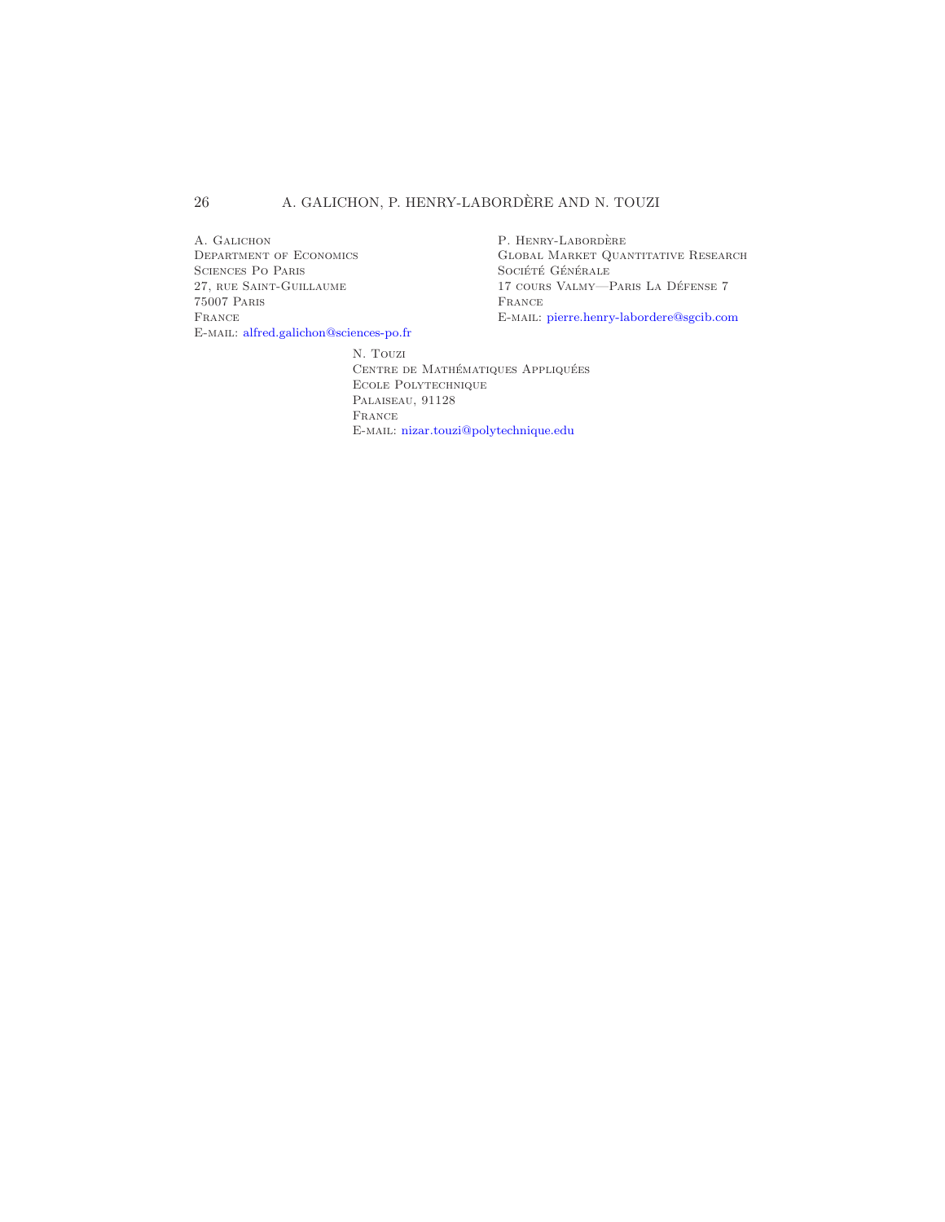A. Galichon
Department of Economics
Sciences Po Paris
27, rue Saint-Guillaume
75007 Paris
France
E-mail: alfred.galichon@sciences-po.fr

P. Henry-Labordère
Global Market Quantitative Research
Société Générale
17 cours Valmy—Paris La Défense 7
France
E-mail: pierre.henry-labordere@sgcib.com

N. Touzi
Centre de Mathématiques Appliquées
Ecole Polytechnique
Palaiseau, 91128
France
E-mail: nizar.touzi@polytechnique.edu